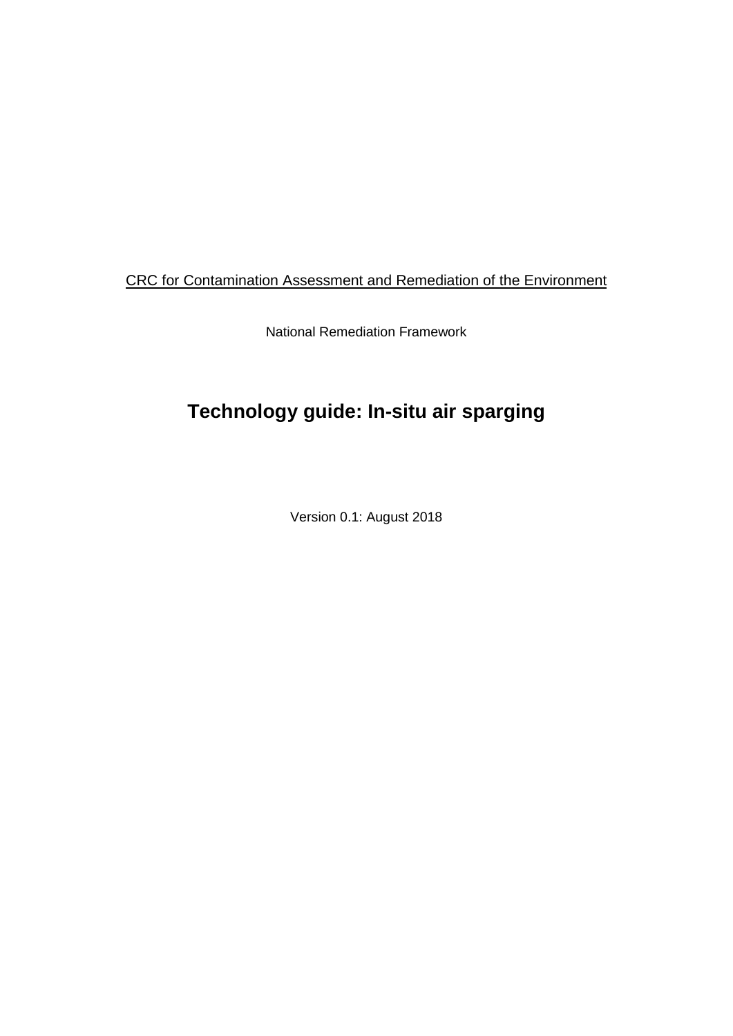CRC for Contamination Assessment and Remediation of the Environment

National Remediation Framework

# Technology guide: In-situ air sparging

Version 0.1: August 2018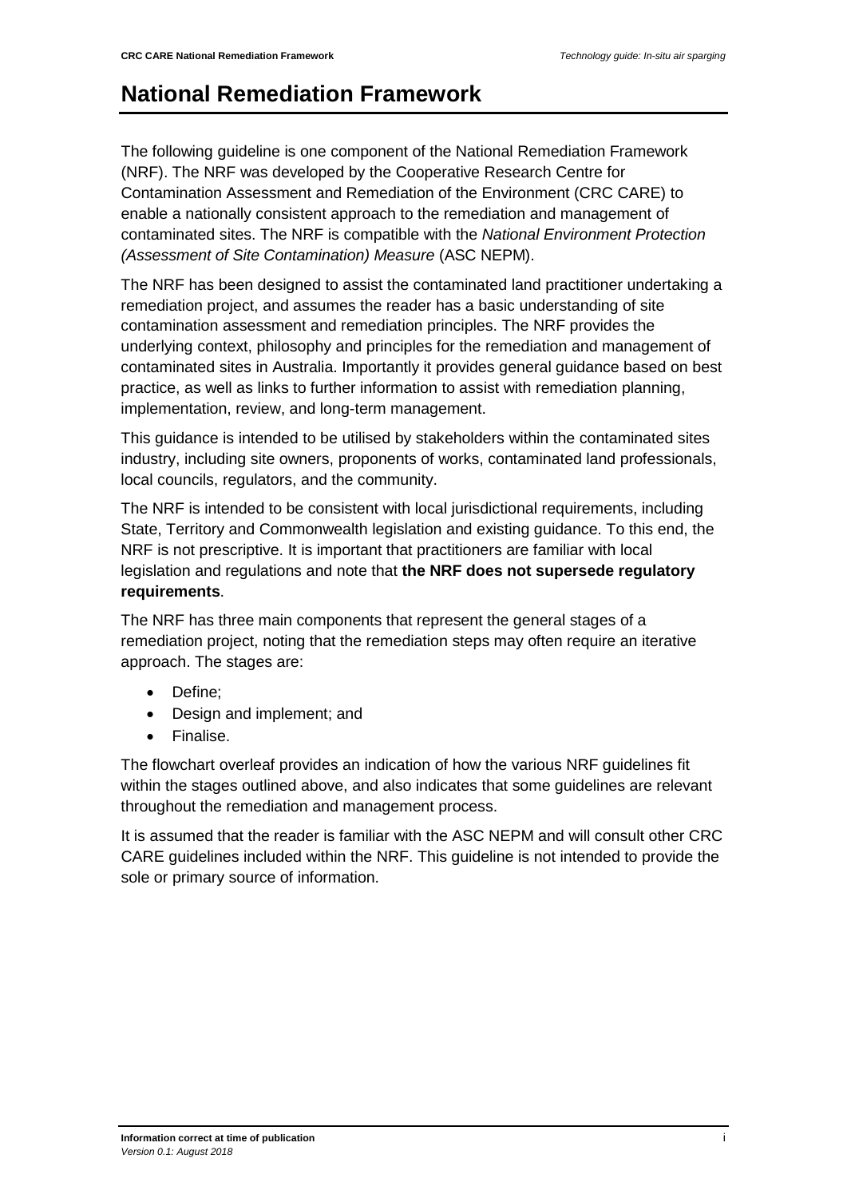# National Remediation Framework

The following guideline is one component of the National Remediation Framework (NRF). The NRF was developed by the Cooperative Research Centre for Contamination Assessment and Remediation of the Environment (CRC CARE) to enable a nationally consistent approach to the remediation and management of contaminated sites. The NRF is compatible with the *National Environment Protection (Assessment of Site Contamination) Measure* (ASC NEPM).

The NRF has been designed to assist the contaminated land practitioner undertaking a remediation project, and assumes the reader has a basic understanding of site contamination assessment and remediation principles. The NRF provides the underlying context, philosophy and principles for the remediation and management of contaminated sites in Australia. Importantly it provides general guidance based on best practice, as well as links to further information to assist with remediation planning, implementation, review, and long-term management.

This guidance is intended to be utilised by stakeholders within the contaminated sites industry, including site owners, proponents of works, contaminated land professionals, local councils, regulators, and the community.

The NRF is intended to be consistent with local jurisdictional requirements, including State, Territory and Commonwealth legislation and existing guidance. To this end, the NRF is not prescriptive. It is important that practitioners are familiar with local legislation and regulations and note that **the NRF does not supersede regulatory requirements**.

The NRF has three main components that represent the general stages of a remediation project, noting that the remediation steps may often require an iterative approach. The stages are:

- Define;
- Design and implement; and
- Finalise.

The flowchart overleaf provides an indication of how the various NRF guidelines fit within the stages outlined above, and also indicates that some guidelines are relevant throughout the remediation and management process.

It is assumed that the reader is familiar with the ASC NEPM and will consult other CRC CARE guidelines included within the NRF. This guideline is not intended to provide the sole or primary source of information.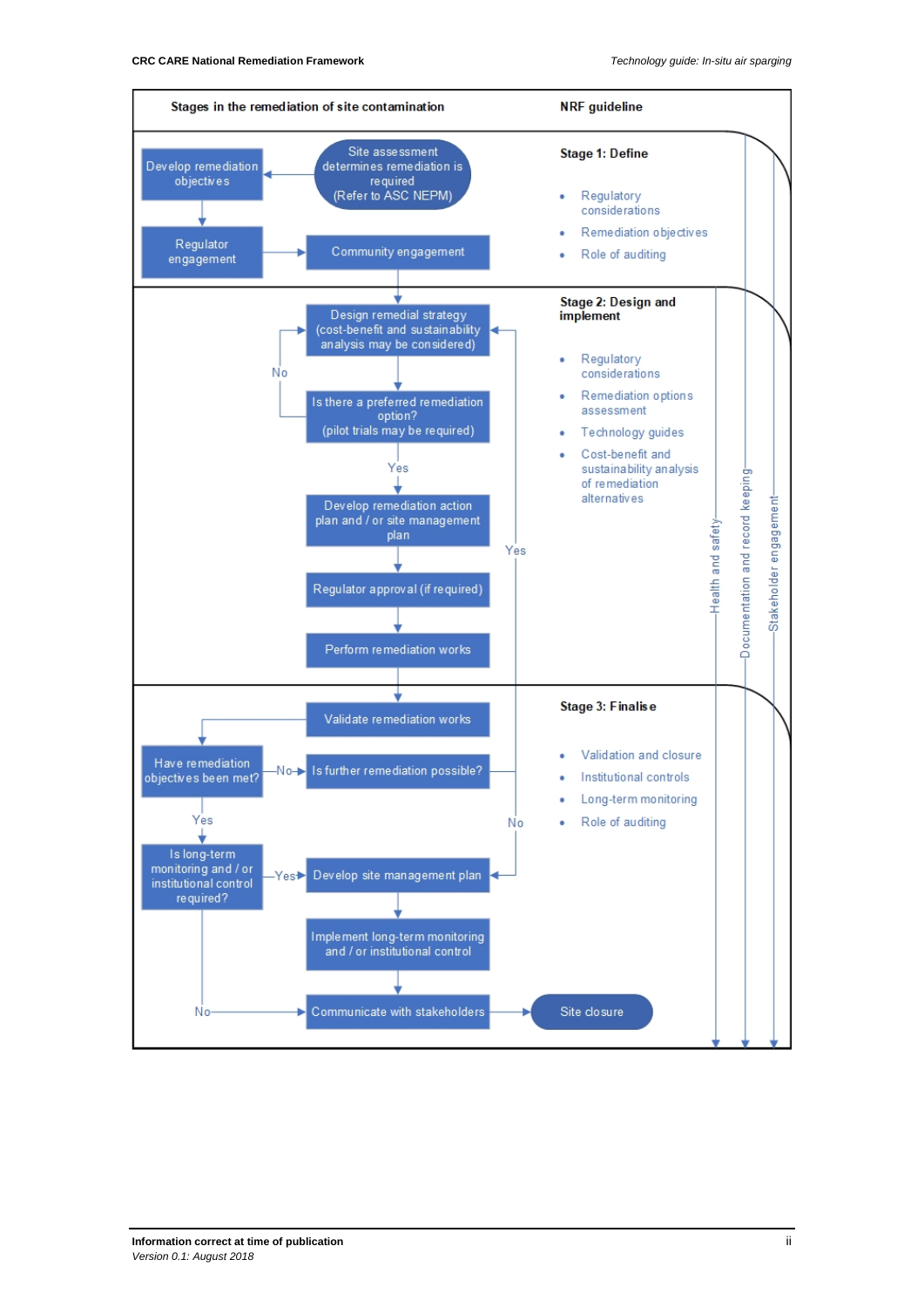| Stages in the remediation of site contamination | NRF guideline |
|---|---|
| Site assessment determines remediation is required (Refer to ASC NEPM) → Develop remediation objectives → Regulator engagement → Community engagement | **Stage 1: Define**<br>• Regulatory considerations<br>• Remediation objectives<br>• Role of auditing |
| Design remedial strategy (cost-benefit and sustainability analysis may be considered) → Is there a preferred remediation option? (pilot trials may be required) — No: return to Design remedial strategy; Yes → Develop remediation action plan / or site management plan → Regulator approval (if required) → Perform remediation works | **Stage 2: Design and implement**<br>• Regulatory considerations<br>• Remediation options assessment<br>• Technology guides<br>• Cost-benefit and sustainability analysis of remediation alternatives |
| Validate remediation works → Have remediation objectives been met? — No → Is further remediation possible? (Yes: return to Design remedial strategy; No → Develop site management plan); Yes → Is long-term monitoring and / or institutional control required? — Yes → Develop site management plan → Implement long-term monitoring and / or institutional control → Communicate with stakeholders; No → Communicate with stakeholders → Site closure | **Stage 3: Finalise**<br>• Validation and closure<br>• Institutional controls<br>• Long-term monitoring<br>• Role of auditing |

Across all stages: Health and safety; Documentation and record keeping; Stakeholder engagement

Information correct at time of publication
*Version 0.1: August 2018*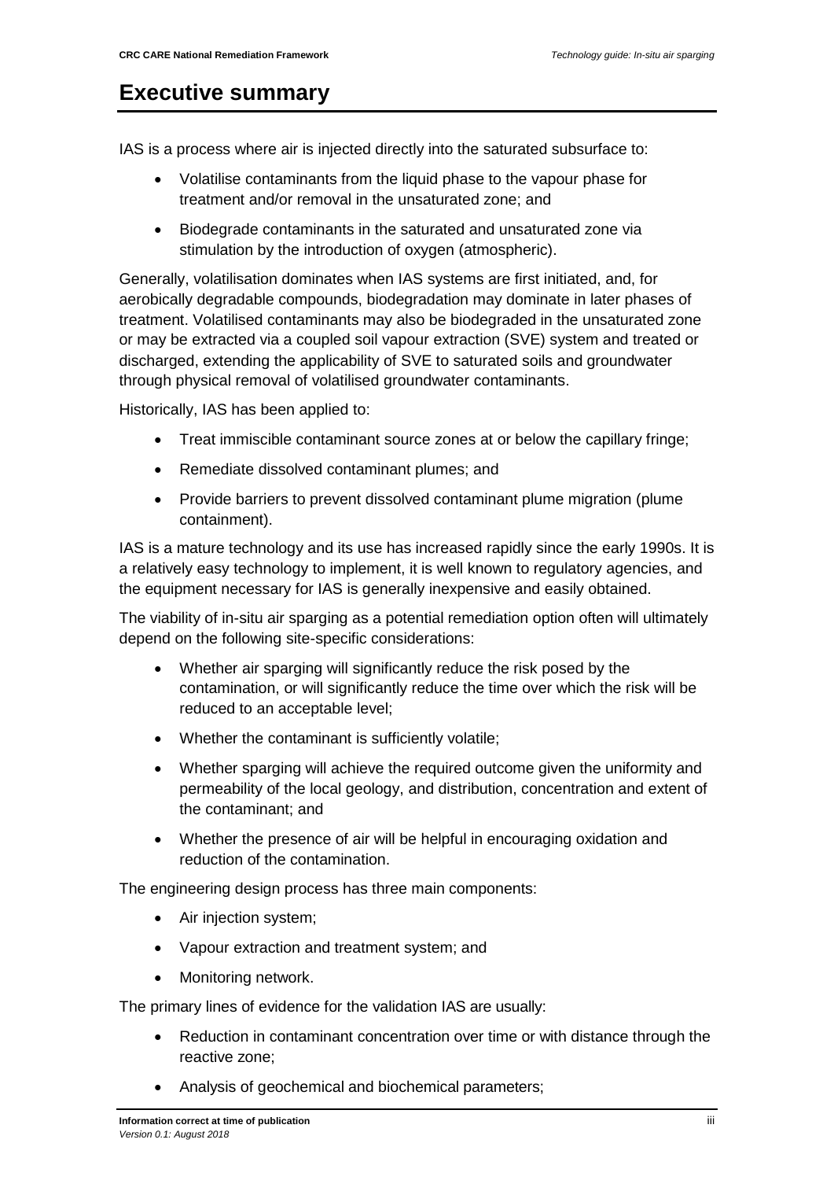# Executive summary

IAS is a process where air is injected directly into the saturated subsurface to:

- Volatilise contaminants from the liquid phase to the vapour phase for treatment and/or removal in the unsaturated zone; and
- Biodegrade contaminants in the saturated and unsaturated zone via stimulation by the introduction of oxygen (atmospheric).

Generally, volatilisation dominates when IAS systems are first initiated, and, for aerobically degradable compounds, biodegradation may dominate in later phases of treatment. Volatilised contaminants may also be biodegraded in the unsaturated zone or may be extracted via a coupled soil vapour extraction (SVE) system and treated or discharged, extending the applicability of SVE to saturated soils and groundwater through physical removal of volatilised groundwater contaminants.

Historically, IAS has been applied to:

- Treat immiscible contaminant source zones at or below the capillary fringe;
- Remediate dissolved contaminant plumes; and
- Provide barriers to prevent dissolved contaminant plume migration (plume containment).

IAS is a mature technology and its use has increased rapidly since the early 1990s. It is a relatively easy technology to implement, it is well known to regulatory agencies, and the equipment necessary for IAS is generally inexpensive and easily obtained.

The viability of in-situ air sparging as a potential remediation option often will ultimately depend on the following site-specific considerations:

- Whether air sparging will significantly reduce the risk posed by the contamination, or will significantly reduce the time over which the risk will be reduced to an acceptable level;
- Whether the contaminant is sufficiently volatile;
- Whether sparging will achieve the required outcome given the uniformity and permeability of the local geology, and distribution, concentration and extent of the contaminant; and
- Whether the presence of air will be helpful in encouraging oxidation and reduction of the contamination.

The engineering design process has three main components:

- Air injection system;
- Vapour extraction and treatment system; and
- Monitoring network.

The primary lines of evidence for the validation IAS are usually:

- Reduction in contaminant concentration over time or with distance through the reactive zone;
- Analysis of geochemical and biochemical parameters;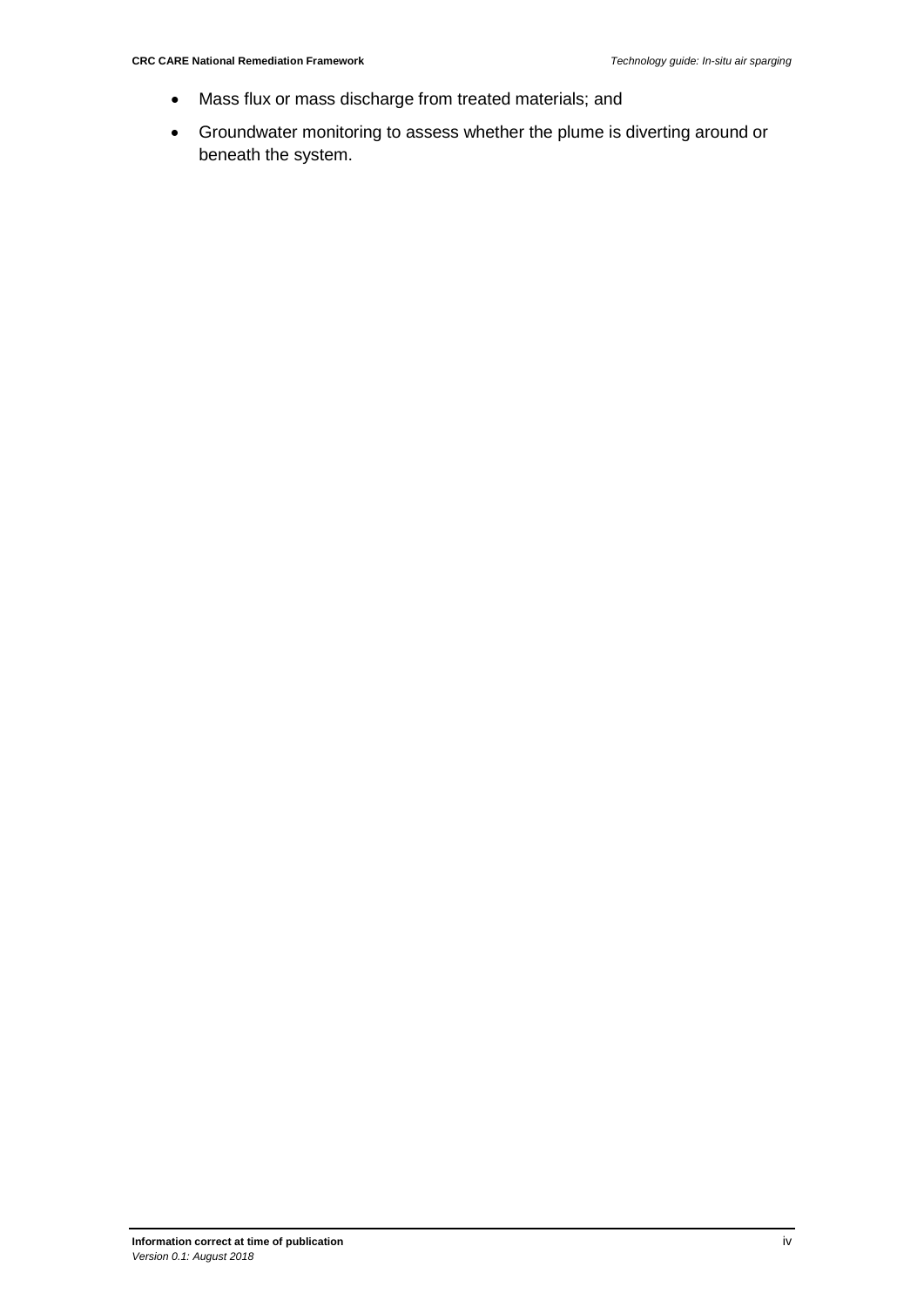- Mass flux or mass discharge from treated materials; and
- Groundwater monitoring to assess whether the plume is diverting around or beneath the system.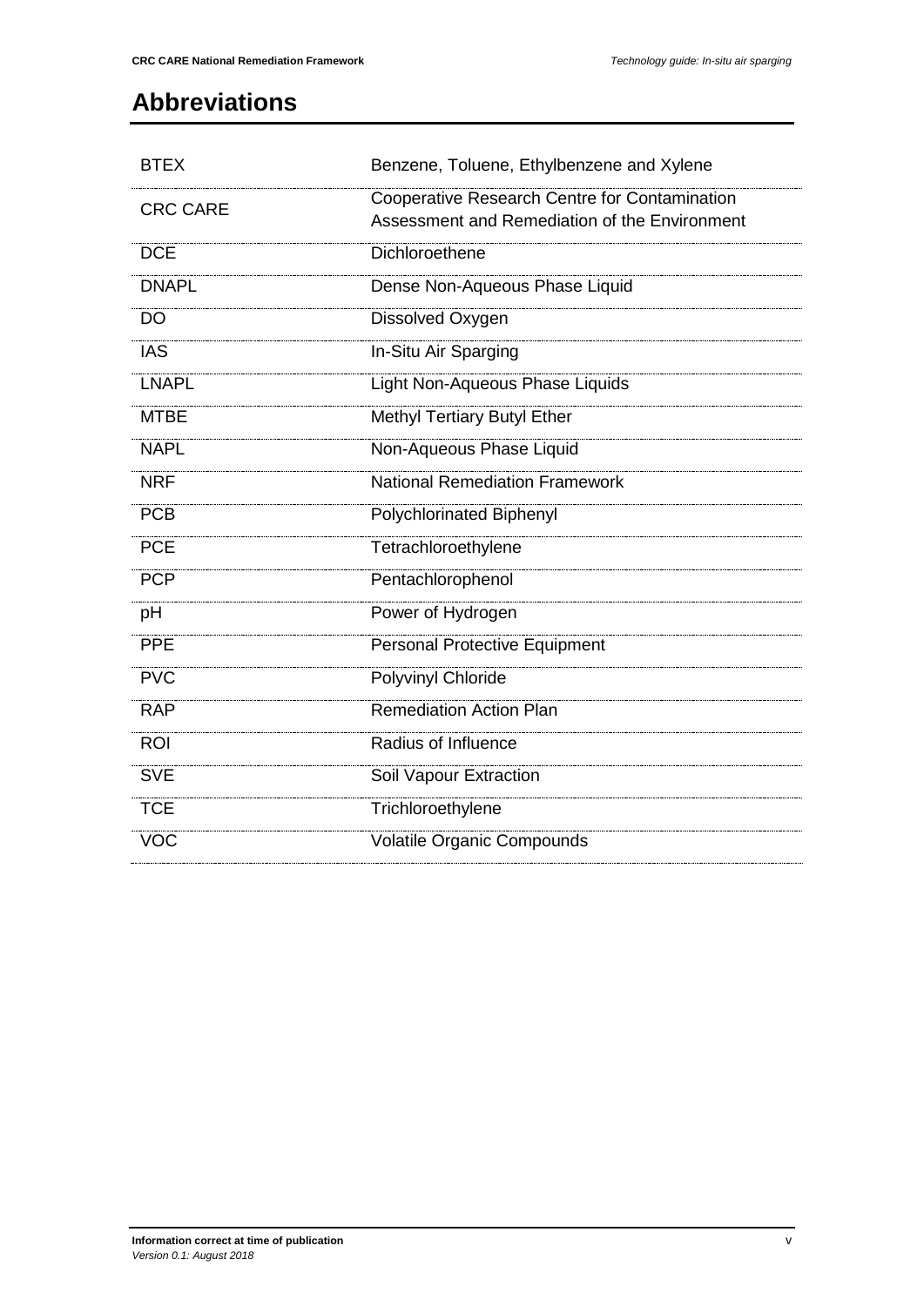## Abbreviations

| | |
|---|---|
| BTEX | Benzene, Toluene, Ethylbenzene and Xylene |
| CRC CARE | Cooperative Research Centre for Contamination Assessment and Remediation of the Environment |
| DCE | Dichloroethene |
| DNAPL | Dense Non-Aqueous Phase Liquid |
| DO | Dissolved Oxygen |
| IAS | In-Situ Air Sparging |
| LNAPL | Light Non-Aqueous Phase Liquids |
| MTBE | Methyl Tertiary Butyl Ether |
| NAPL | Non-Aqueous Phase Liquid |
| NRF | National Remediation Framework |
| PCB | Polychlorinated Biphenyl |
| PCE | Tetrachloroethylene |
| PCP | Pentachlorophenol |
| pH | Power of Hydrogen |
| PPE | Personal Protective Equipment |
| PVC | Polyvinyl Chloride |
| RAP | Remediation Action Plan |
| ROI | Radius of Influence |
| SVE | Soil Vapour Extraction |
| TCE | Trichloroethylene |
| VOC | Volatile Organic Compounds |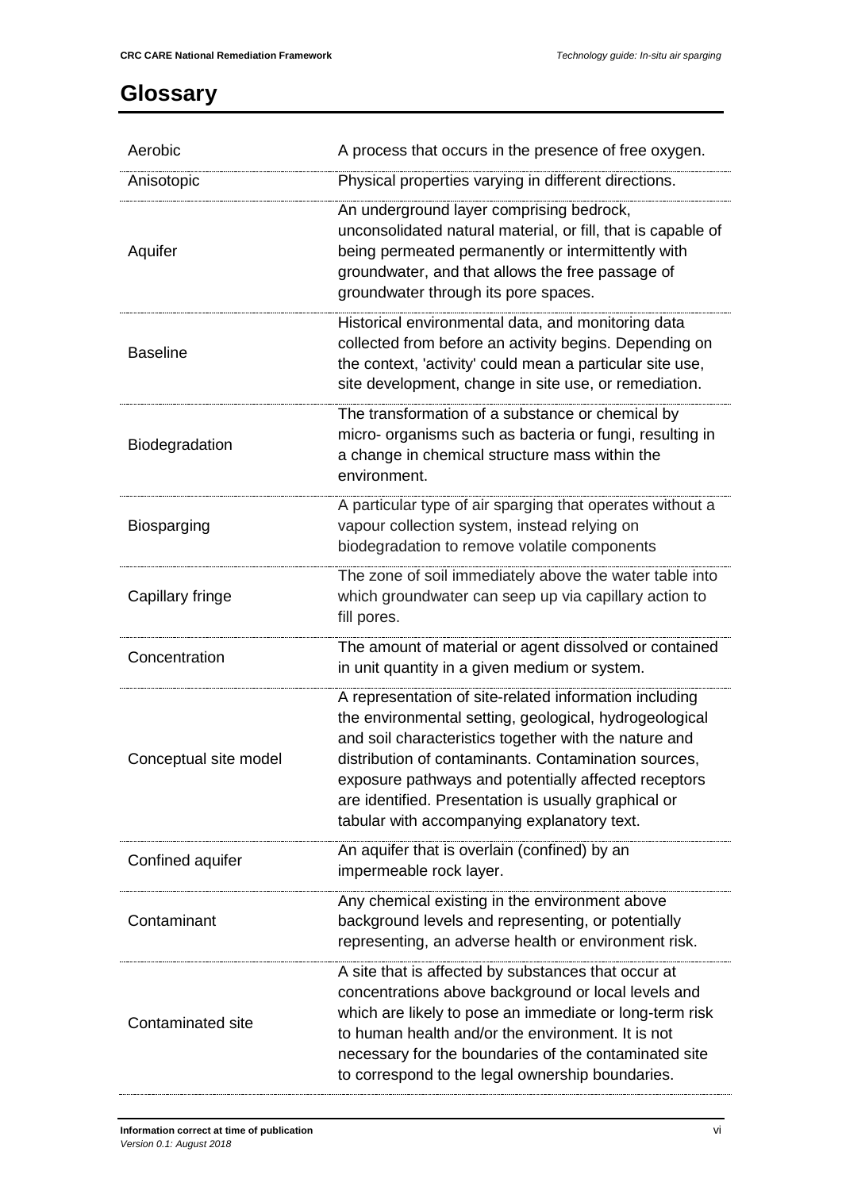# Glossary

| | |
|---|---|
| Aerobic | A process that occurs in the presence of free oxygen. |
| Anisotopic | Physical properties varying in different directions. |
| Aquifer | An underground layer comprising bedrock, unconsolidated natural material, or fill, that is capable of being permeated permanently or intermittently with groundwater, and that allows the free passage of groundwater through its pore spaces. |
| Baseline | Historical environmental data, and monitoring data collected from before an activity begins. Depending on the context, 'activity' could mean a particular site use, site development, change in site use, or remediation. |
| Biodegradation | The transformation of a substance or chemical by micro- organisms such as bacteria or fungi, resulting in a change in chemical structure mass within the environment. |
| Biosparging | A particular type of air sparging that operates without a vapour collection system, instead relying on biodegradation to remove volatile components |
| Capillary fringe | The zone of soil immediately above the water table into which groundwater can seep up via capillary action to fill pores. |
| Concentration | The amount of material or agent dissolved or contained in unit quantity in a given medium or system. |
| Conceptual site model | A representation of site-related information including the environmental setting, geological, hydrogeological and soil characteristics together with the nature and distribution of contaminants. Contamination sources, exposure pathways and potentially affected receptors are identified. Presentation is usually graphical or tabular with accompanying explanatory text. |
| Confined aquifer | An aquifer that is overlain (confined) by an impermeable rock layer. |
| Contaminant | Any chemical existing in the environment above background levels and representing, or potentially representing, an adverse health or environment risk. |
| Contaminated site | A site that is affected by substances that occur at concentrations above background or local levels and which are likely to pose an immediate or long-term risk to human health and/or the environment. It is not necessary for the boundaries of the contaminated site to correspond to the legal ownership boundaries. |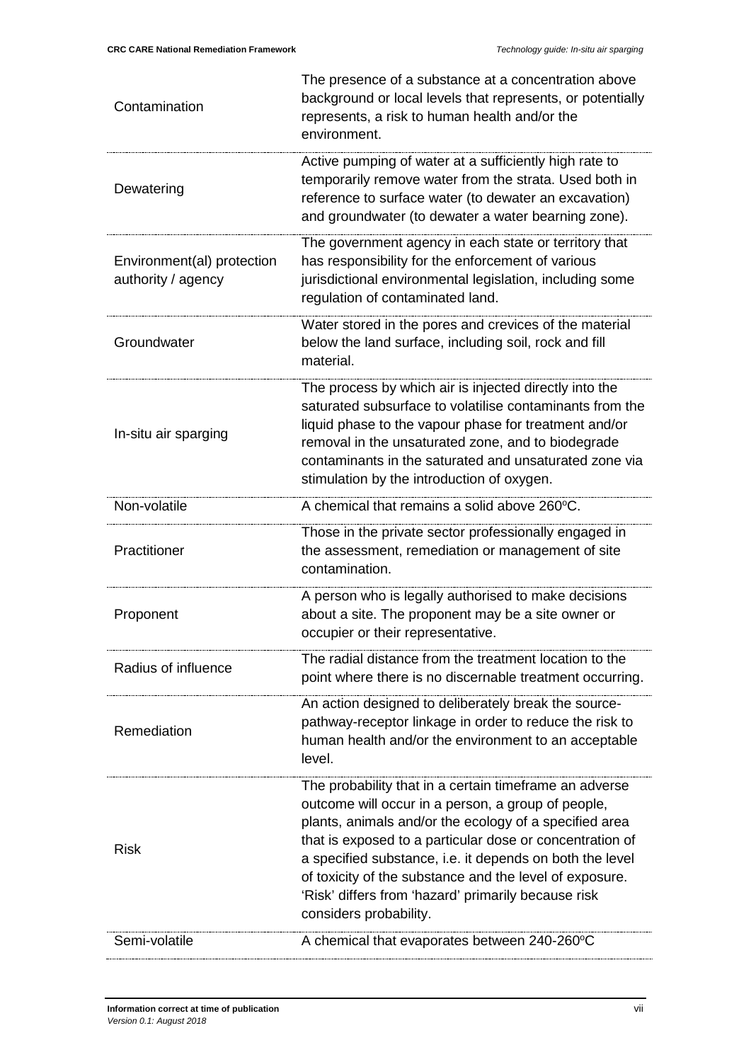| | |
|---|---|
| Contamination | The presence of a substance at a concentration above background or local levels that represents, or potentially represents, a risk to human health and/or the environment. |
| Dewatering | Active pumping of water at a sufficiently high rate to temporarily remove water from the strata. Used both in reference to surface water (to dewater an excavation) and groundwater (to dewater a water bearing zone). |
| Environment(al) protection authority / agency | The government agency in each state or territory that has responsibility for the enforcement of various jurisdictional environmental legislation, including some regulation of contaminated land. |
| Groundwater | Water stored in the pores and crevices of the material below the land surface, including soil, rock and fill material. |
| In-situ air sparging | The process by which air is injected directly into the saturated subsurface to volatilise contaminants from the liquid phase to the vapour phase for treatment and/or removal in the unsaturated zone, and to biodegrade contaminants in the saturated and unsaturated zone via stimulation by the introduction of oxygen. |
| Non-volatile | A chemical that remains a solid above 260ºC. |
| Practitioner | Those in the private sector professionally engaged in the assessment, remediation or management of site contamination. |
| Proponent | A person who is legally authorised to make decisions about a site. The proponent may be a site owner or occupier or their representative. |
| Radius of influence | The radial distance from the treatment location to the point where there is no discernable treatment occurring. |
| Remediation | An action designed to deliberately break the source-pathway-receptor linkage in order to reduce the risk to human health and/or the environment to an acceptable level. |
| Risk | The probability that in a certain timeframe an adverse outcome will occur in a person, a group of people, plants, animals and/or the ecology of a specified area that is exposed to a particular dose or concentration of a specified substance, i.e. it depends on both the level of toxicity of the substance and the level of exposure. 'Risk' differs from 'hazard' primarily because risk considers probability. |
| Semi-volatile | A chemical that evaporates between 240-260ºC |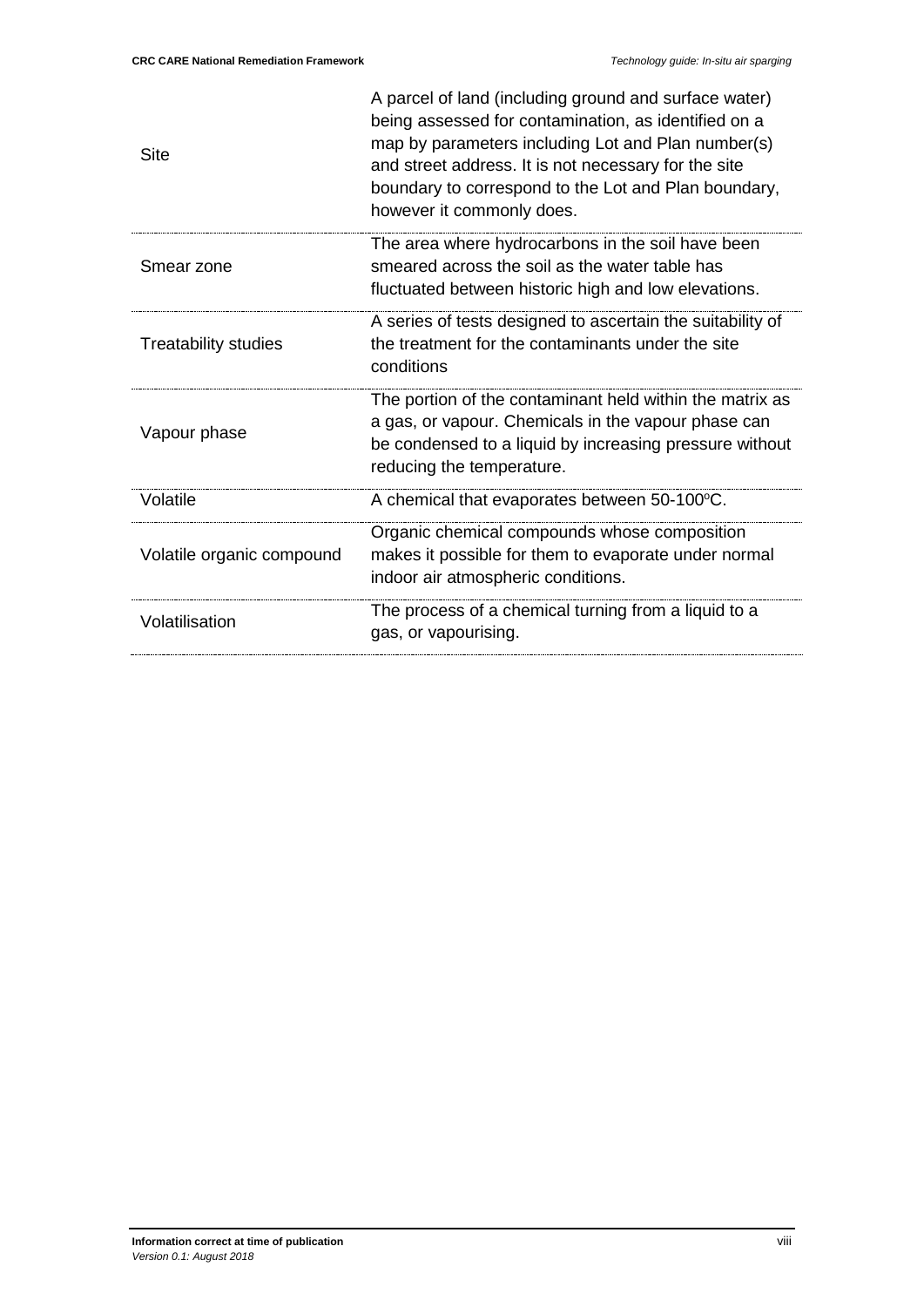| | |
|---|---|
| Site | A parcel of land (including ground and surface water) being assessed for contamination, as identified on a map by parameters including Lot and Plan number(s) and street address. It is not necessary for the site boundary to correspond to the Lot and Plan boundary, however it commonly does. |
| Smear zone | The area where hydrocarbons in the soil have been smeared across the soil as the water table has fluctuated between historic high and low elevations. |
| Treatability studies | A series of tests designed to ascertain the suitability of the treatment for the contaminants under the site conditions |
| Vapour phase | The portion of the contaminant held within the matrix as a gas, or vapour. Chemicals in the vapour phase can be condensed to a liquid by increasing pressure without reducing the temperature. |
| Volatile | A chemical that evaporates between 50-100ºC. |
| Volatile organic compound | Organic chemical compounds whose composition makes it possible for them to evaporate under normal indoor air atmospheric conditions. |
| Volatilisation | The process of a chemical turning from a liquid to a gas, or vapourising. |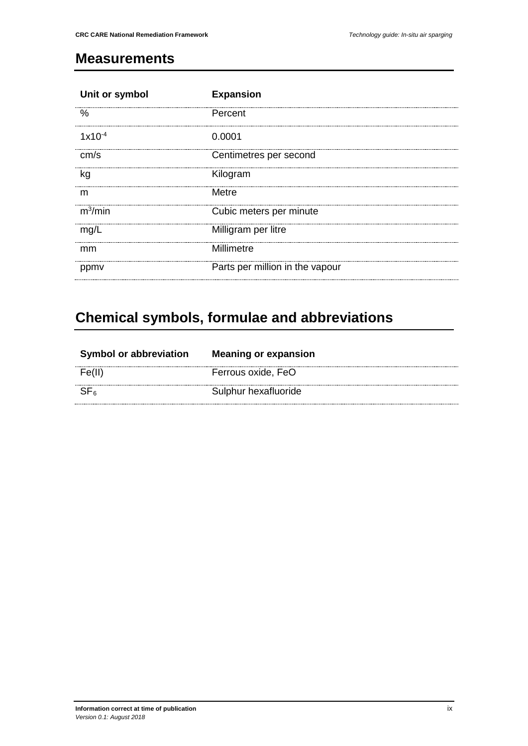## Measurements

| Unit or symbol | Expansion |
|---|---|
| % | Percent |
| $1x10^{-4}$ | 0.0001 |
| cm/s | Centimetres per second |
| kg | Kilogram |
| m | Metre |
| $m^3$/min | Cubic meters per minute |
| mg/L | Milligram per litre |
| mm | Millimetre |
| ppmv | Parts per million in the vapour |

## Chemical symbols, formulae and abbreviations

| Symbol or abbreviation | Meaning or expansion |
|---|---|
| Fe(II) | Ferrous oxide, FeO |
| $SF_6$ | Sulphur hexafluoride |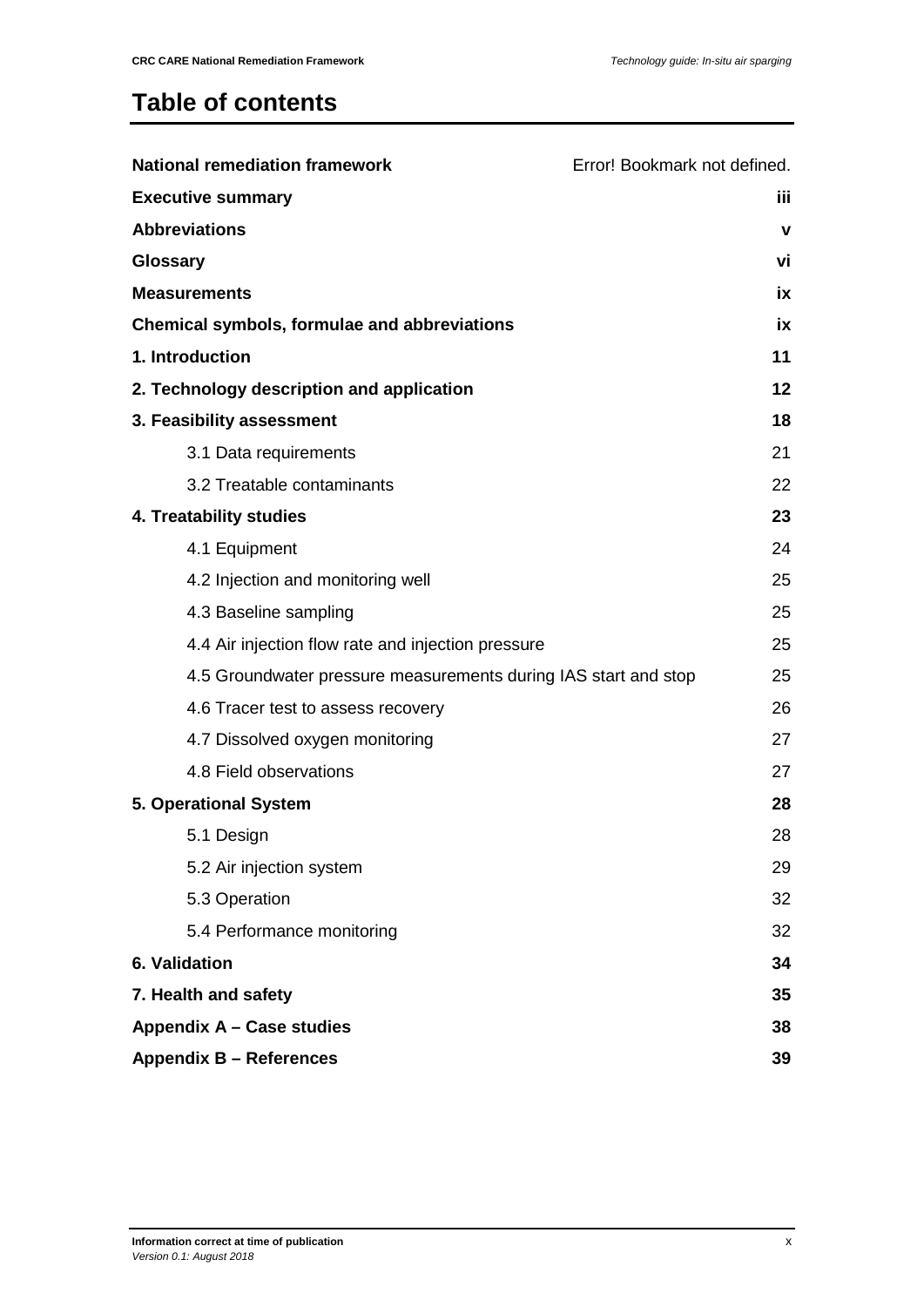# Table of contents

| | |
|---|---|
| **National remediation framework** | Error! Bookmark not defined. |
| **Executive summary** | **iii** |
| **Abbreviations** | **v** |
| **Glossary** | **vi** |
| **Measurements** | **ix** |
| **Chemical symbols, formulae and abbreviations** | **ix** |
| **1. Introduction** | **11** |
| **2. Technology description and application** | **12** |
| **3. Feasibility assessment** | **18** |
| 3.1 Data requirements | 21 |
| 3.2 Treatable contaminants | 22 |
| **4. Treatability studies** | **23** |
| 4.1 Equipment | 24 |
| 4.2 Injection and monitoring well | 25 |
| 4.3 Baseline sampling | 25 |
| 4.4 Air injection flow rate and injection pressure | 25 |
| 4.5 Groundwater pressure measurements during IAS start and stop | 25 |
| 4.6 Tracer test to assess recovery | 26 |
| 4.7 Dissolved oxygen monitoring | 27 |
| 4.8 Field observations | 27 |
| **5. Operational System** | **28** |
| 5.1 Design | 28 |
| 5.2 Air injection system | 29 |
| 5.3 Operation | 32 |
| 5.4 Performance monitoring | 32 |
| **6. Validation** | **34** |
| **7. Health and safety** | **35** |
| **Appendix A – Case studies** | **38** |
| **Appendix B – References** | **39** |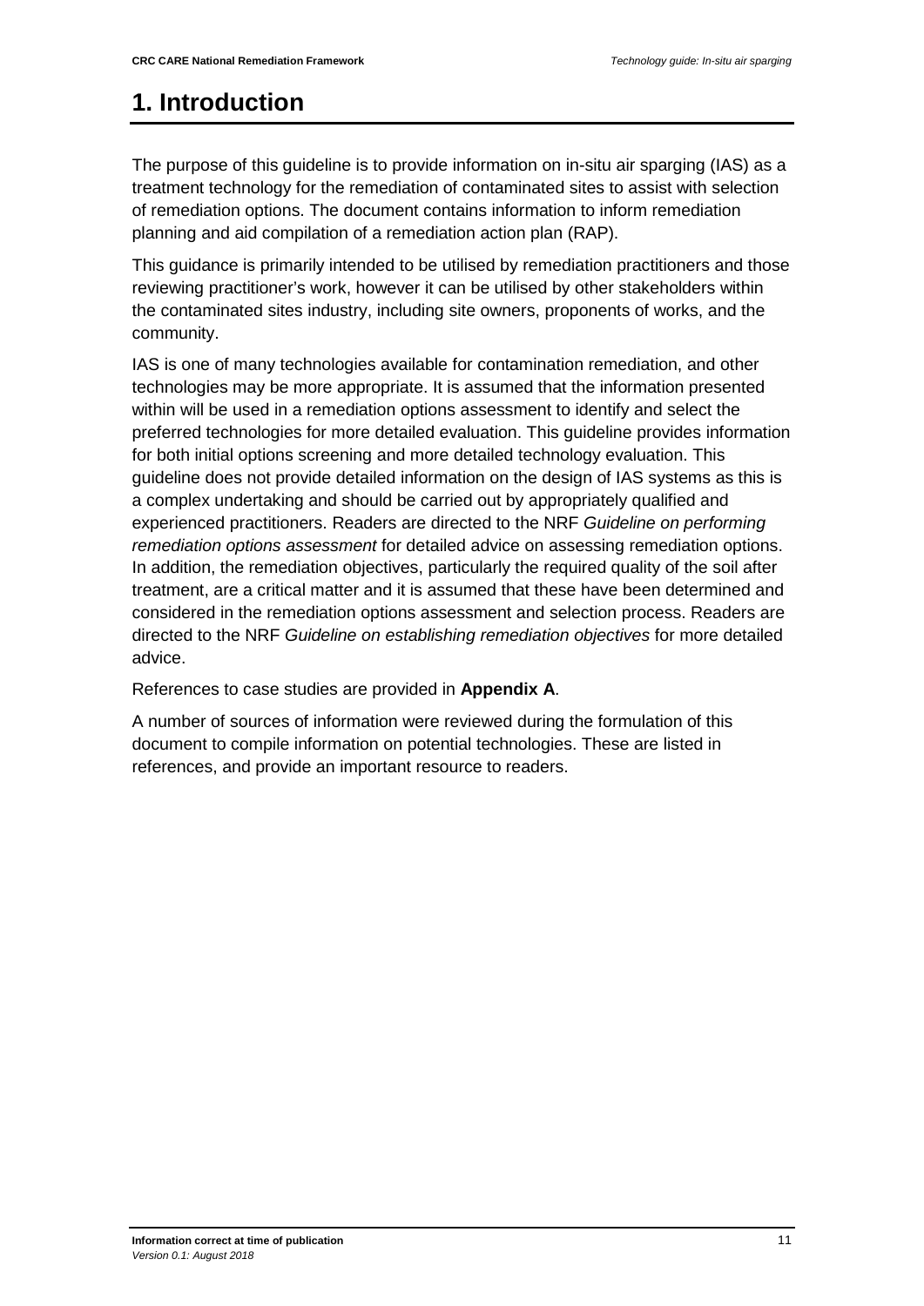# 1. Introduction

The purpose of this guideline is to provide information on in-situ air sparging (IAS) as a treatment technology for the remediation of contaminated sites to assist with selection of remediation options. The document contains information to inform remediation planning and aid compilation of a remediation action plan (RAP).

This guidance is primarily intended to be utilised by remediation practitioners and those reviewing practitioner's work, however it can be utilised by other stakeholders within the contaminated sites industry, including site owners, proponents of works, and the community.

IAS is one of many technologies available for contamination remediation, and other technologies may be more appropriate. It is assumed that the information presented within will be used in a remediation options assessment to identify and select the preferred technologies for more detailed evaluation. This guideline provides information for both initial options screening and more detailed technology evaluation. This guideline does not provide detailed information on the design of IAS systems as this is a complex undertaking and should be carried out by appropriately qualified and experienced practitioners. Readers are directed to the NRF *Guideline on performing remediation options assessment* for detailed advice on assessing remediation options. In addition, the remediation objectives, particularly the required quality of the soil after treatment, are a critical matter and it is assumed that these have been determined and considered in the remediation options assessment and selection process. Readers are directed to the NRF *Guideline on establishing remediation objectives* for more detailed advice.

References to case studies are provided in **Appendix A**.

A number of sources of information were reviewed during the formulation of this document to compile information on potential technologies. These are listed in references, and provide an important resource to readers.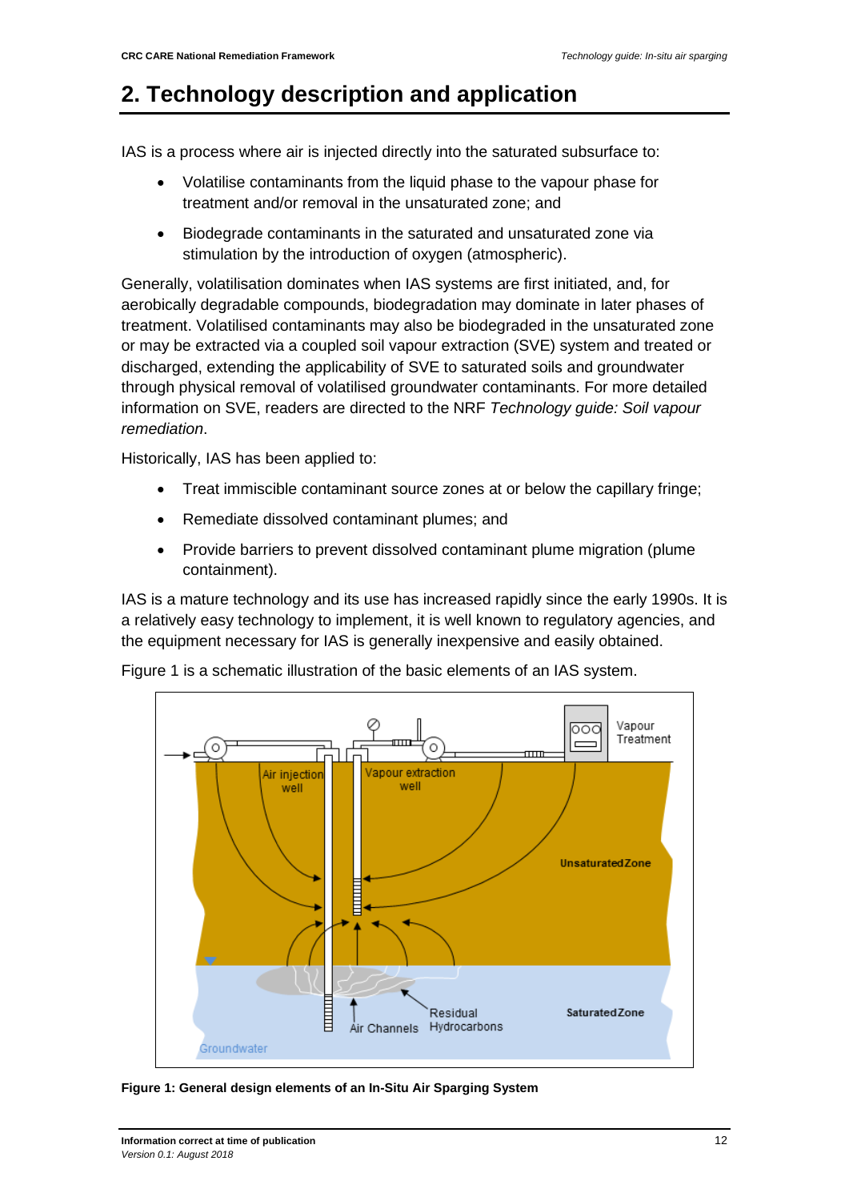# 2. Technology description and application

IAS is a process where air is injected directly into the saturated subsurface to:

- Volatilise contaminants from the liquid phase to the vapour phase for treatment and/or removal in the unsaturated zone; and
- Biodegrade contaminants in the saturated and unsaturated zone via stimulation by the introduction of oxygen (atmospheric).

Generally, volatilisation dominates when IAS systems are first initiated, and, for aerobically degradable compounds, biodegradation may dominate in later phases of treatment. Volatilised contaminants may also be biodegraded in the unsaturated zone or may be extracted via a coupled soil vapour extraction (SVE) system and treated or discharged, extending the applicability of SVE to saturated soils and groundwater through physical removal of volatilised groundwater contaminants. For more detailed information on SVE, readers are directed to the NRF *Technology guide: Soil vapour remediation*.

Historically, IAS has been applied to:

- Treat immiscible contaminant source zones at or below the capillary fringe;
- Remediate dissolved contaminant plumes; and
- Provide barriers to prevent dissolved contaminant plume migration (plume containment).

IAS is a mature technology and its use has increased rapidly since the early 1990s. It is a relatively easy technology to implement, it is well known to regulatory agencies, and the equipment necessary for IAS is generally inexpensive and easily obtained.

Figure 1 is a schematic illustration of the basic elements of an IAS system.

**Figure 1: General design elements of an In-Situ Air Sparging System**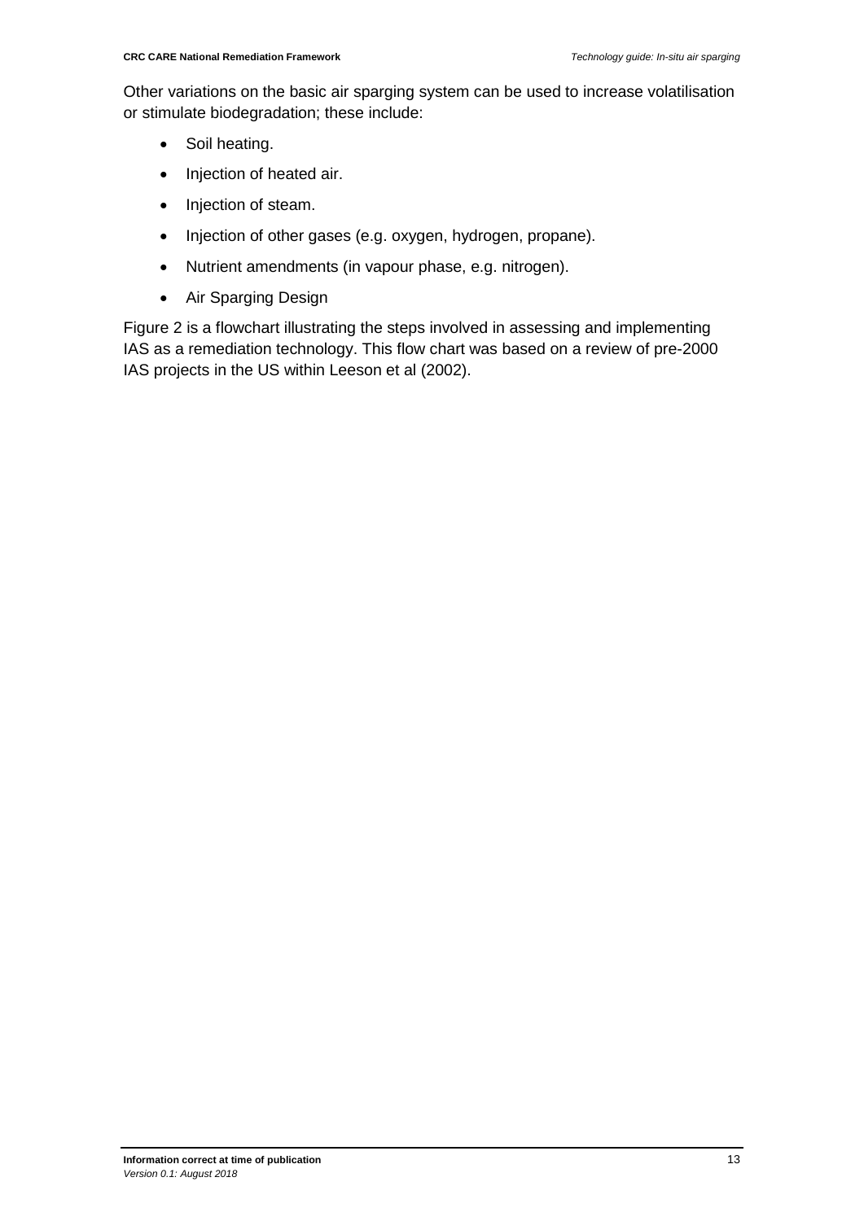Other variations on the basic air sparging system can be used to increase volatilisation or stimulate biodegradation; these include:

- Soil heating.
- Injection of heated air.
- Injection of steam.
- Injection of other gases (e.g. oxygen, hydrogen, propane).
- Nutrient amendments (in vapour phase, e.g. nitrogen).
- Air Sparging Design

Figure 2 is a flowchart illustrating the steps involved in assessing and implementing IAS as a remediation technology. This flow chart was based on a review of pre-2000 IAS projects in the US within Leeson et al (2002).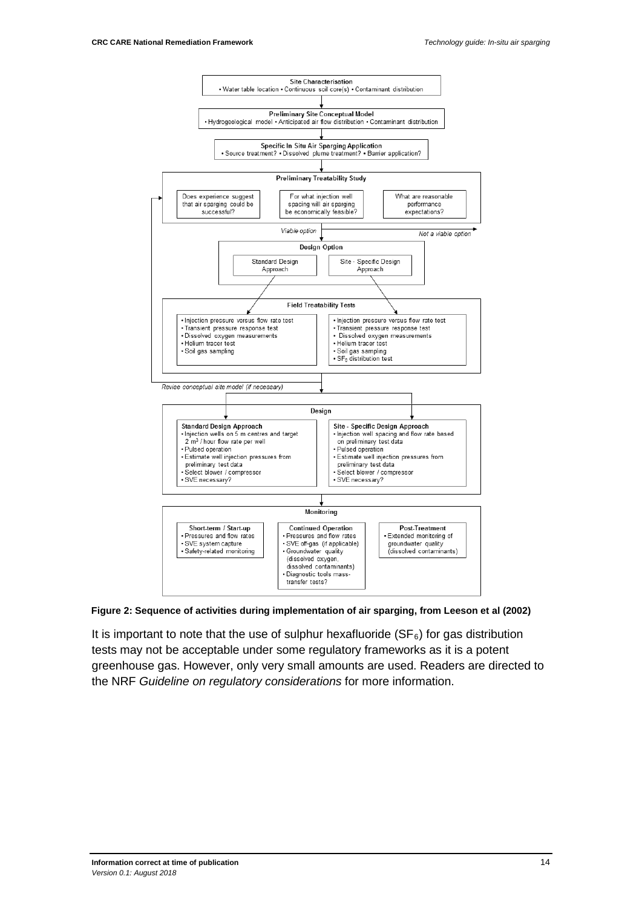Site Characterisation
• Water table location • Continuous soil core(s) • Contaminant distribution

Preliminary Site Conceptual Model
• Hydrogeological model • Anticipated air flow distribution • Contaminant distribution

Specific In Situ Air Sparging Application
• Source treatment? • Dissolved plume treatment? • Barrier application?

Preliminary Treatability Study

- Does experience suggest that air sparging could be successful?
- For what injection well spacing will air sparging be economically feasible?
- What are reasonable performance expectations?

Viable option / Not a viable option

Design Option

- Standard Design Approach
- Site - Specific Design Approach

Field Treatability Tests

- Injection pressure versus flow rate test
- Transient pressure response test
- Dissolved oxygen measurements
- Helium tracer test
- Soil gas sampling

- Injection pressure versus flow rate test
- Transient pressure response test
- Dissolved oxygen measurements
- Helium tracer test
- Soil gas sampling
- $SF_6$ distribution test

Revise conceptual site model (if necessary)

Design

**Standard Design Approach**
- Injection wells on 5 m centres and target 2 $m^3$ / hour flow rate per well
- Pulsed operation
- Estimate well injection pressures from preliminary test data
- Select blower / compressor
- SVE necessary?

**Site - Specific Design Approach**
- Injection well spacing and flow rate based on preliminary test data
- Pulsed operation
- Estimate well injection pressures from preliminary test data
- Select blower / compressor
- SVE necessary?

Monitoring

**Short-term / Start-up**
- Pressures and flow rates
- SVE system capture
- Safety-related monitoring

**Continued Operation**
- Pressures and flow rates
- SVE off-gas (if applicable)
- Groundwater quality (dissolved oxygen, dissolved contaminants)
- Diagnostic tools mass-transfer tests?

**Post-Treatment**
- Extended monitoring of groundwater quality (dissolved contaminants)

**Figure 2: Sequence of activities during implementation of air sparging, from Leeson et al (2002)**

It is important to note that the use of sulphur hexafluoride ($SF_6$) for gas distribution tests may not be acceptable under some regulatory frameworks as it is a potent greenhouse gas. However, only very small amounts are used. Readers are directed to the NRF *Guideline on regulatory considerations* for more information.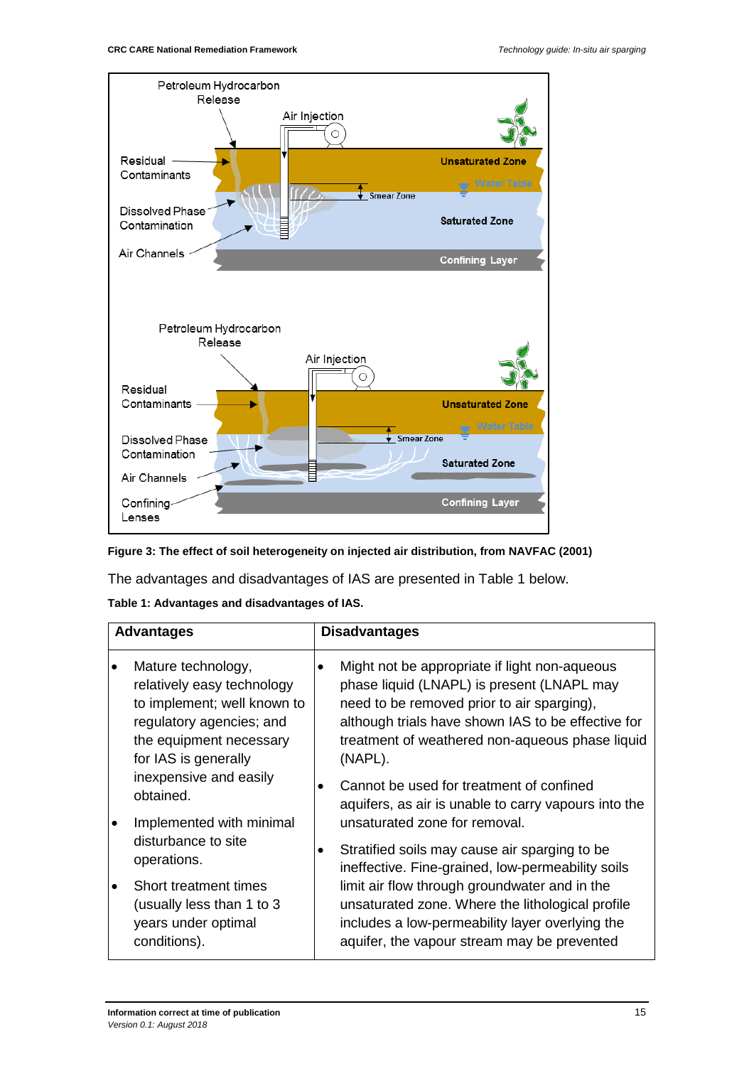Figure 3: The effect of soil heterogeneity on injected air distribution, from NAVFAC (2001)

The advantages and disadvantages of IAS are presented in Table 1 below.

**Table 1: Advantages and disadvantages of IAS.**

| Advantages | Disadvantages |
|---|---|
| • Mature technology, relatively easy technology to implement; well known to regulatory agencies; and the equipment necessary for IAS is generally inexpensive and easily obtained.<br>• Implemented with minimal disturbance to site operations.<br>• Short treatment times (usually less than 1 to 3 years under optimal conditions). | • Might not be appropriate if light non-aqueous phase liquid (LNAPL) is present (LNAPL may need to be removed prior to air sparging), although trials have shown IAS to be effective for treatment of weathered non-aqueous phase liquid (NAPL).<br>• Cannot be used for treatment of confined aquifers, as air is unable to carry vapours into the unsaturated zone for removal.<br>• Stratified soils may cause air sparging to be ineffective. Fine-grained, low-permeability soils limit air flow through groundwater and in the unsaturated zone. Where the lithological profile includes a low-permeability layer overlying the aquifer, the vapour stream may be prevented |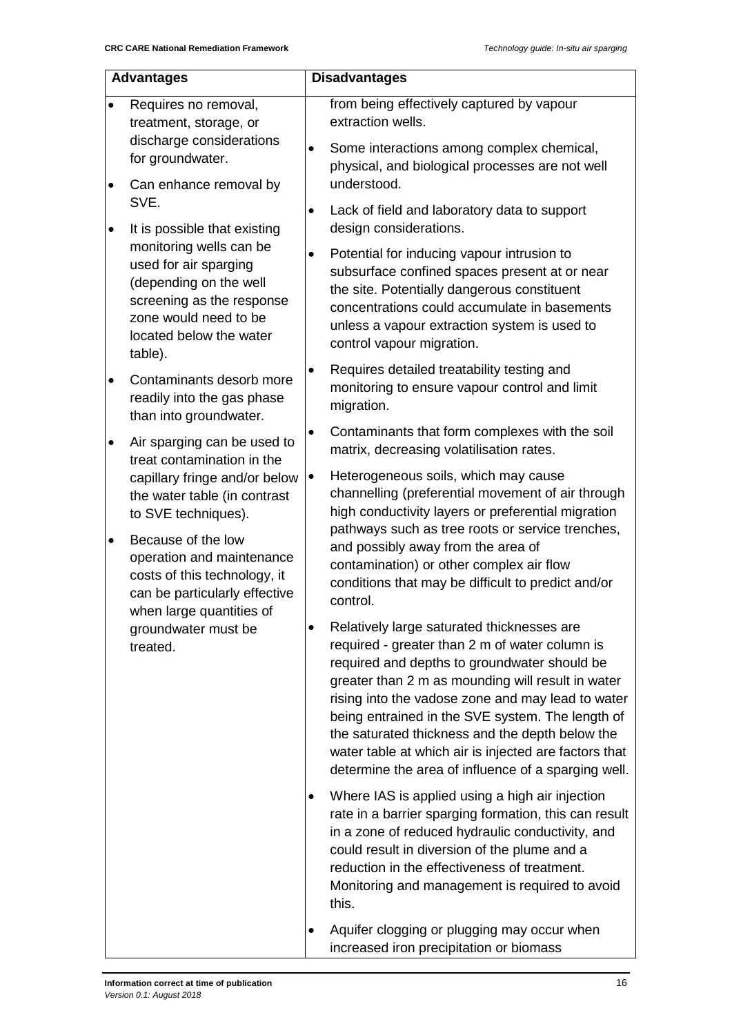| Advantages | Disadvantages |
|---|---|
| <ul><li>Requires no removal, treatment, storage, or discharge considerations for groundwater.</li><li>Can enhance removal by SVE.</li><li>It is possible that existing monitoring wells can be used for air sparging (depending on the well screening as the response zone would need to be located below the water table).</li><li>Contaminants desorb more readily into the gas phase than into groundwater.</li><li>Air sparging can be used to treat contamination in the capillary fringe and/or below the water table (in contrast to SVE techniques).</li><li>Because of the low operation and maintenance costs of this technology, it can be particularly effective when large quantities of groundwater must be treated.</li></ul> | from being effectively captured by vapour extraction wells.<ul><li>Some interactions among complex chemical, physical, and biological processes are not well understood.</li><li>Lack of field and laboratory data to support design considerations.</li><li>Potential for inducing vapour intrusion to subsurface confined spaces present at or near the site. Potentially dangerous constituent concentrations could accumulate in basements unless a vapour extraction system is used to control vapour migration.</li><li>Requires detailed treatability testing and monitoring to ensure vapour control and limit migration.</li><li>Contaminants that form complexes with the soil matrix, decreasing volatilisation rates.</li><li>Heterogeneous soils, which may cause channelling (preferential movement of air through high conductivity layers or preferential migration pathways such as tree roots or service trenches, and possibly away from the area of contamination) or other complex air flow conditions that may be difficult to predict and/or control.</li><li>Relatively large saturated thicknesses are required - greater than 2 m of water column is required and depths to groundwater should be greater than 2 m as mounding will result in water rising into the vadose zone and may lead to water being entrained in the SVE system. The length of the saturated thickness and the depth below the water table at which air is injected are factors that determine the area of influence of a sparging well.</li><li>Where IAS is applied using a high air injection rate in a barrier sparging formation, this can result in a zone of reduced hydraulic conductivity, and could result in diversion of the plume and a reduction in the effectiveness of treatment. Monitoring and management is required to avoid this.</li><li>Aquifer clogging or plugging may occur when increased iron precipitation or biomass</li></ul> |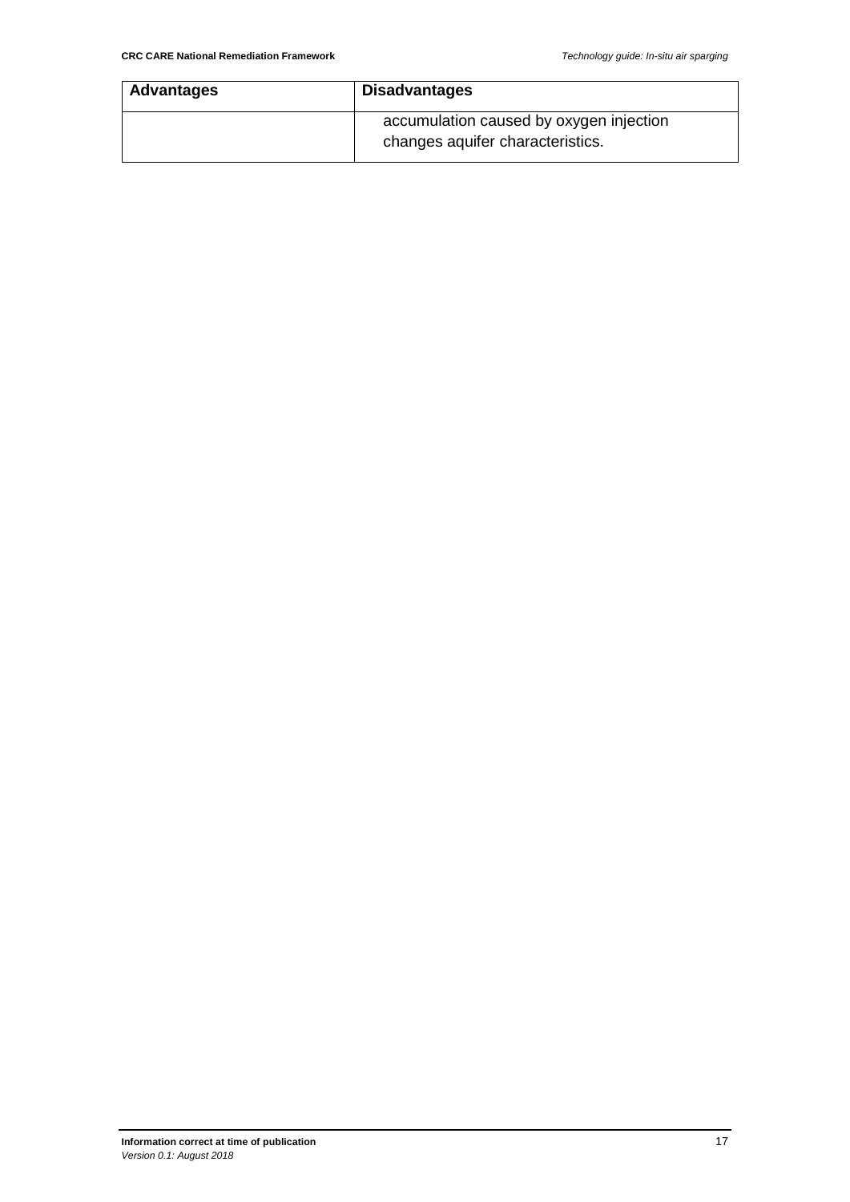| Advantages | Disadvantages |
| --- | --- |
| | accumulation caused by oxygen injection changes aquifer characteristics. |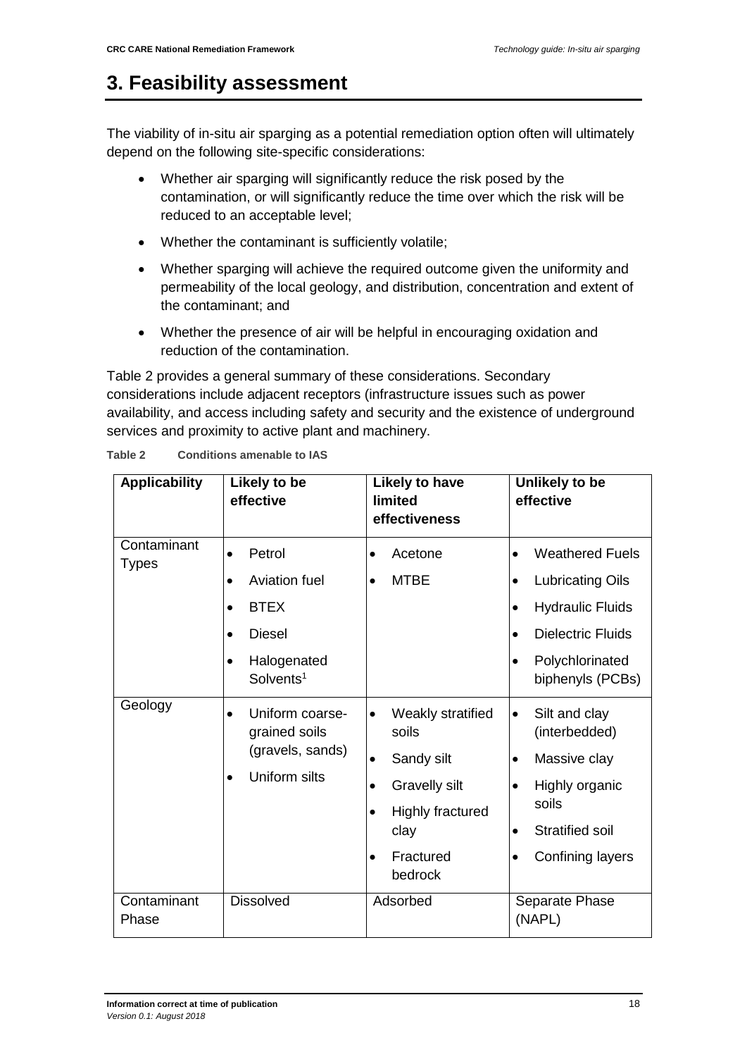# 3. Feasibility assessment

The viability of in-situ air sparging as a potential remediation option often will ultimately depend on the following site-specific considerations:

- Whether air sparging will significantly reduce the risk posed by the contamination, or will significantly reduce the time over which the risk will be reduced to an acceptable level;
- Whether the contaminant is sufficiently volatile;
- Whether sparging will achieve the required outcome given the uniformity and permeability of the local geology, and distribution, concentration and extent of the contaminant; and
- Whether the presence of air will be helpful in encouraging oxidation and reduction of the contamination.

Table 2 provides a general summary of these considerations. Secondary considerations include adjacent receptors (infrastructure issues such as power availability, and access including safety and security and the existence of underground services and proximity to active plant and machinery.

**Table 2 Conditions amenable to IAS**

| Applicability | Likely to be effective | Likely to have limited effectiveness | Unlikely to be effective |
|---|---|---|---|
| Contaminant Types | • Petrol<br>• Aviation fuel<br>• BTEX<br>• Diesel<br>• Halogenated Solvents[1] | • Acetone<br>• MTBE | • Weathered Fuels<br>• Lubricating Oils<br>• Hydraulic Fluids<br>• Dielectric Fluids<br>• Polychlorinated biphenyls (PCBs) |
| Geology | • Uniform coarse-grained soils (gravels, sands)<br>• Uniform silts | • Weakly stratified soils<br>• Sandy silt<br>• Gravelly silt<br>• Highly fractured clay<br>• Fractured bedrock | • Silt and clay (interbedded)<br>• Massive clay<br>• Highly organic soils<br>• Stratified soil<br>• Confining layers |
| Contaminant Phase | Dissolved | Adsorbed | Separate Phase (NAPL) |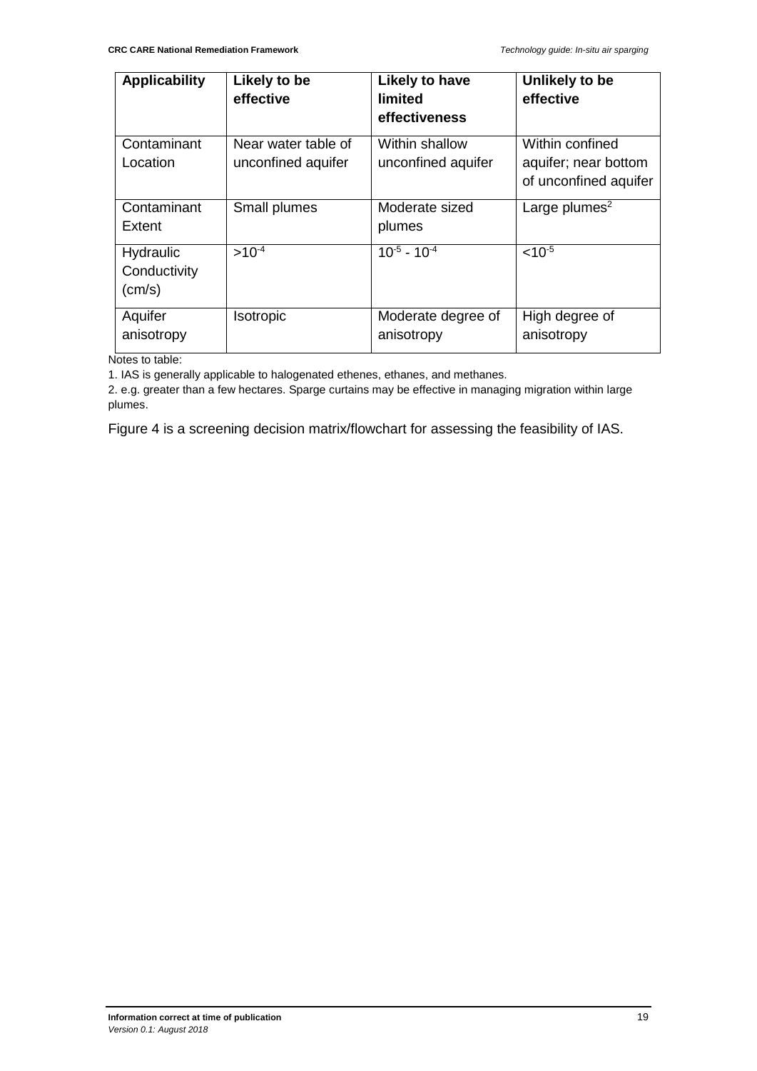| Applicability | Likely to be effective | Likely to have limited effectiveness | Unlikely to be effective |
|---|---|---|---|
| Contaminant Location | Near water table of unconfined aquifer | Within shallow unconfined aquifer | Within confined aquifer; near bottom of unconfined aquifer |
| Contaminant Extent | Small plumes | Moderate sized plumes | Large plumes[2] |
| Hydraulic Conductivity (cm/s) | $>10^{-4}$ | $10^{-5}$ - $10^{-4}$ | $<10^{-5}$ |
| Aquifer anisotropy | Isotropic | Moderate degree of anisotropy | High degree of anisotropy |

Notes to table:

1. IAS is generally applicable to halogenated ethenes, ethanes, and methanes.

2. e.g. greater than a few hectares. Sparge curtains may be effective in managing migration within large plumes.

Figure 4 is a screening decision matrix/flowchart for assessing the feasibility of IAS.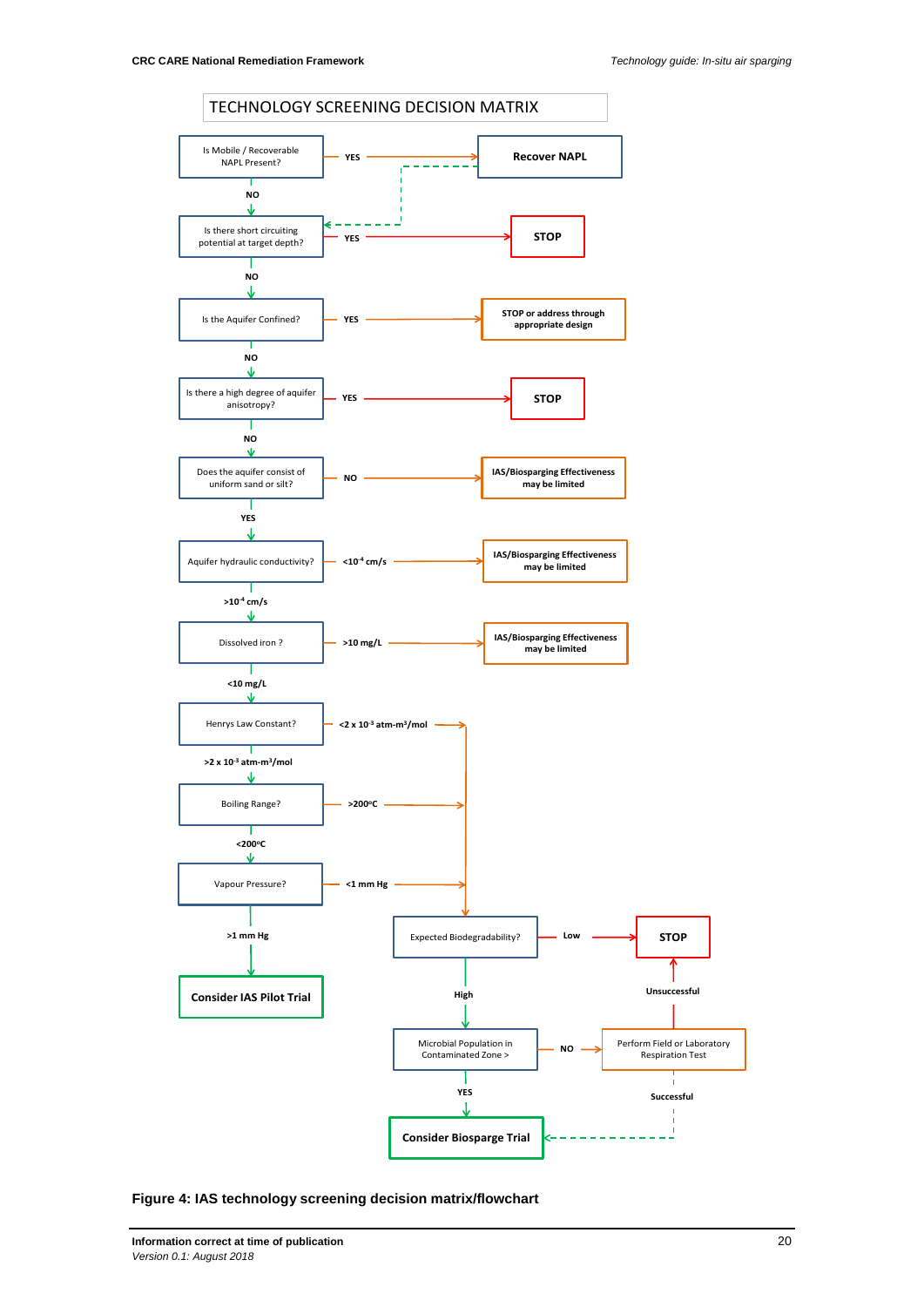## TECHNOLOGY SCREENING DECISION MATRIX

- Is Mobile / Recoverable NAPL Present?
  - YES → Recover NAPL (then → Is there short circuiting potential at target depth?)
  - NO → Is there short circuiting potential at target depth?
- Is there short circuiting potential at target depth?
  - YES → STOP
  - NO → Is the Aquifer Confined?
- Is the Aquifer Confined?
  - YES → STOP or address through appropriate design
  - NO → Is there a high degree of aquifer anisotropy?
- Is there a high degree of aquifer anisotropy?
  - YES → STOP
  - NO → Does the aquifer consist of uniform sand or silt?
- Does the aquifer consist of uniform sand or silt?
  - NO → IAS/Biosparging Effectiveness may be limited
  - YES → Aquifer hydraulic conductivity?
- Aquifer hydraulic conductivity?
  - $<10^{-4}$ cm/s → IAS/Biosparging Effectiveness may be limited
  - $>10^{-4}$ cm/s → Dissolved iron ?
- Dissolved iron ?
  - >10 mg/L → IAS/Biosparging Effectiveness may be limited
  - <10 mg/L → Henrys Law Constant?
- Henrys Law Constant?
  - $<2 \times 10^{-3}$ atm-m³/mol → Expected Biodegradability?
  - $>2 \times 10^{-3}$ atm-m³/mol → Boiling Range?
- Boiling Range?
  - >200ºC → Expected Biodegradability?
  - <200ºC → Vapour Pressure?
- Vapour Pressure?
  - <1 mm Hg → Expected Biodegradability?
  - >1 mm Hg → **Consider IAS Pilot Trial**
- Expected Biodegradability?
  - Low → STOP
  - High → Microbial Population in Contaminated Zone >
- Microbial Population in Contaminated Zone >
  - YES → **Consider Biosparge Trial**
  - NO → Perform Field or Laboratory Respiration Test
- Perform Field or Laboratory Respiration Test
  - Unsuccessful → STOP
  - Successful → **Consider Biosparge Trial**

**Figure 4: IAS technology screening decision matrix/flowchart**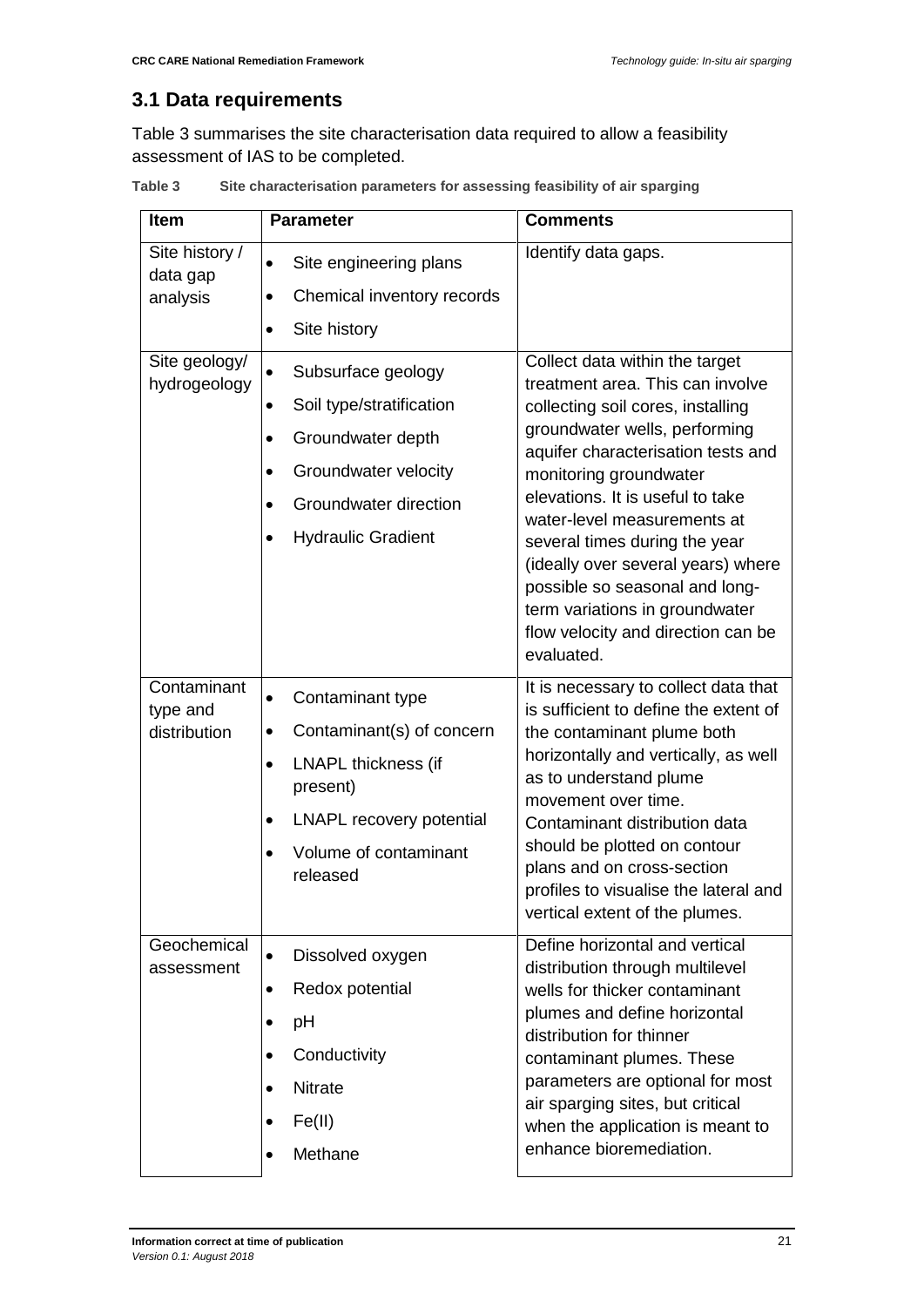## 3.1 Data requirements

Table 3 summarises the site characterisation data required to allow a feasibility assessment of IAS to be completed.

**Table 3 Site characterisation parameters for assessing feasibility of air sparging**

| Item | Parameter | Comments |
|---|---|---|
| Site history / data gap analysis | • Site engineering plans<br>• Chemical inventory records<br>• Site history | Identify data gaps. |
| Site geology/ hydrogeology | • Subsurface geology<br>• Soil type/stratification<br>• Groundwater depth<br>• Groundwater velocity<br>• Groundwater direction<br>• Hydraulic Gradient | Collect data within the target treatment area. This can involve collecting soil cores, installing groundwater wells, performing aquifer characterisation tests and monitoring groundwater elevations. It is useful to take water-level measurements at several times during the year (ideally over several years) where possible so seasonal and long-term variations in groundwater flow velocity and direction can be evaluated. |
| Contaminant type and distribution | • Contaminant type<br>• Contaminant(s) of concern<br>• LNAPL thickness (if present)<br>• LNAPL recovery potential<br>• Volume of contaminant released | It is necessary to collect data that is sufficient to define the extent of the contaminant plume both horizontally and vertically, as well as to understand plume movement over time. Contaminant distribution data should be plotted on contour plans and on cross-section profiles to visualise the lateral and vertical extent of the plumes. |
| Geochemical assessment | • Dissolved oxygen<br>• Redox potential<br>• pH<br>• Conductivity<br>• Nitrate<br>• Fe(II)<br>• Methane | Define horizontal and vertical distribution through multilevel wells for thicker contaminant plumes and define horizontal distribution for thinner contaminant plumes. These parameters are optional for most air sparging sites, but critical when the application is meant to enhance bioremediation. |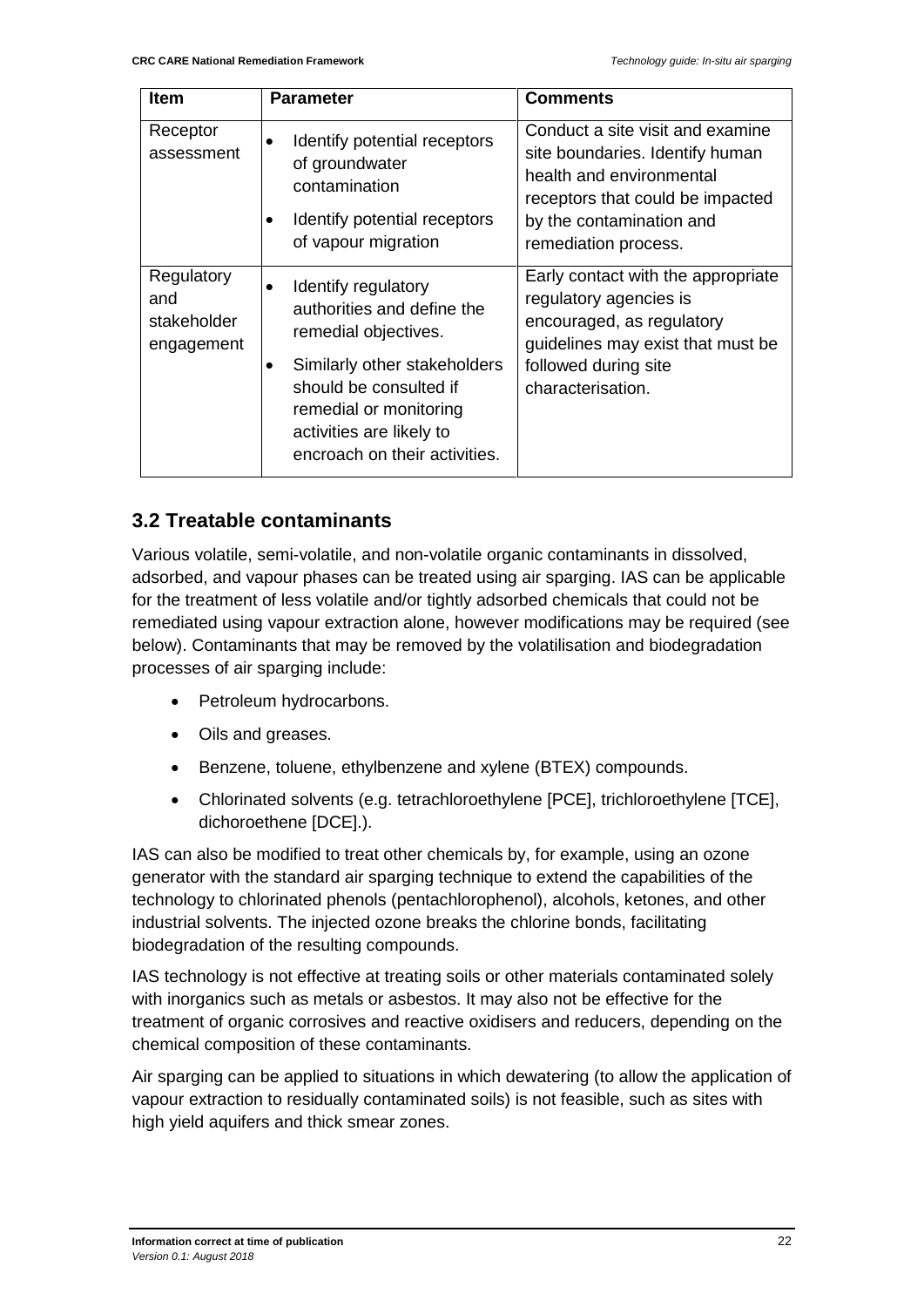| Item | Parameter | Comments |
|---|---|---|
| Receptor assessment | • Identify potential receptors of groundwater contamination<br>• Identify potential receptors of vapour migration | Conduct a site visit and examine site boundaries. Identify human health and environmental receptors that could be impacted by the contamination and remediation process. |
| Regulatory and stakeholder engagement | • Identify regulatory authorities and define the remedial objectives.<br>• Similarly other stakeholders should be consulted if remedial or monitoring activities are likely to encroach on their activities. | Early contact with the appropriate regulatory agencies is encouraged, as regulatory guidelines may exist that must be followed during site characterisation. |

## 3.2 Treatable contaminants

Various volatile, semi-volatile, and non-volatile organic contaminants in dissolved, adsorbed, and vapour phases can be treated using air sparging. IAS can be applicable for the treatment of less volatile and/or tightly adsorbed chemicals that could not be remediated using vapour extraction alone, however modifications may be required (see below). Contaminants that may be removed by the volatilisation and biodegradation processes of air sparging include:

- Petroleum hydrocarbons.
- Oils and greases.
- Benzene, toluene, ethylbenzene and xylene (BTEX) compounds.
- Chlorinated solvents (e.g. tetrachloroethylene [PCE], trichloroethylene [TCE], dichoroethene [DCE].).

IAS can also be modified to treat other chemicals by, for example, using an ozone generator with the standard air sparging technique to extend the capabilities of the technology to chlorinated phenols (pentachlorophenol), alcohols, ketones, and other industrial solvents. The injected ozone breaks the chlorine bonds, facilitating biodegradation of the resulting compounds.

IAS technology is not effective at treating soils or other materials contaminated solely with inorganics such as metals or asbestos. It may also not be effective for the treatment of organic corrosives and reactive oxidisers and reducers, depending on the chemical composition of these contaminants.

Air sparging can be applied to situations in which dewatering (to allow the application of vapour extraction to residually contaminated soils) is not feasible, such as sites with high yield aquifers and thick smear zones.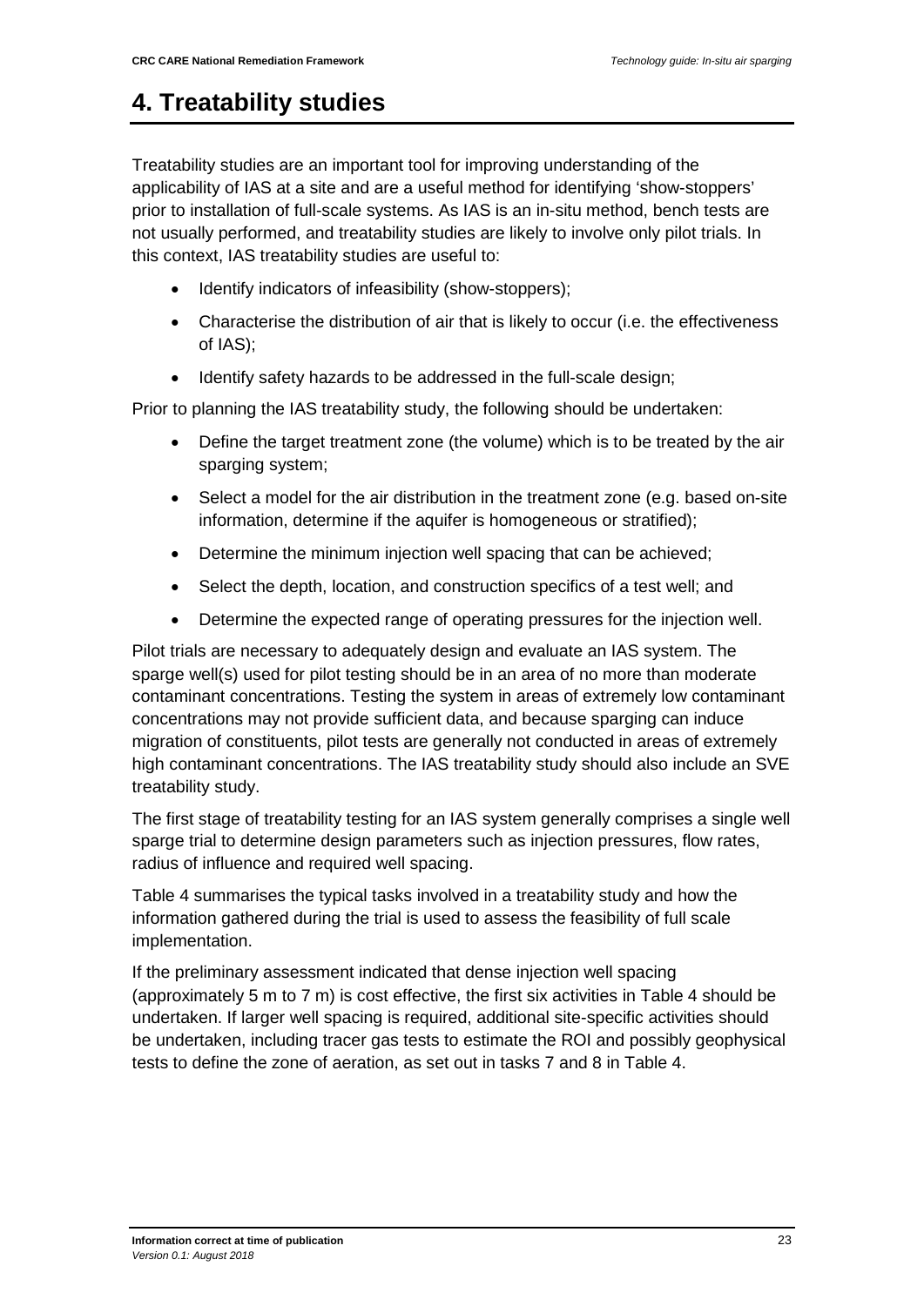# 4. Treatability studies

Treatability studies are an important tool for improving understanding of the applicability of IAS at a site and are a useful method for identifying 'show-stoppers' prior to installation of full-scale systems. As IAS is an in-situ method, bench tests are not usually performed, and treatability studies are likely to involve only pilot trials. In this context, IAS treatability studies are useful to:

- Identify indicators of infeasibility (show-stoppers);
- Characterise the distribution of air that is likely to occur (i.e. the effectiveness of IAS);
- Identify safety hazards to be addressed in the full-scale design;

Prior to planning the IAS treatability study, the following should be undertaken:

- Define the target treatment zone (the volume) which is to be treated by the air sparging system;
- Select a model for the air distribution in the treatment zone (e.g. based on-site information, determine if the aquifer is homogeneous or stratified);
- Determine the minimum injection well spacing that can be achieved;
- Select the depth, location, and construction specifics of a test well; and
- Determine the expected range of operating pressures for the injection well.

Pilot trials are necessary to adequately design and evaluate an IAS system. The sparge well(s) used for pilot testing should be in an area of no more than moderate contaminant concentrations. Testing the system in areas of extremely low contaminant concentrations may not provide sufficient data, and because sparging can induce migration of constituents, pilot tests are generally not conducted in areas of extremely high contaminant concentrations. The IAS treatability study should also include an SVE treatability study.

The first stage of treatability testing for an IAS system generally comprises a single well sparge trial to determine design parameters such as injection pressures, flow rates, radius of influence and required well spacing.

Table 4 summarises the typical tasks involved in a treatability study and how the information gathered during the trial is used to assess the feasibility of full scale implementation.

If the preliminary assessment indicated that dense injection well spacing (approximately 5 m to 7 m) is cost effective, the first six activities in Table 4 should be undertaken. If larger well spacing is required, additional site-specific activities should be undertaken, including tracer gas tests to estimate the ROI and possibly geophysical tests to define the zone of aeration, as set out in tasks 7 and 8 in Table 4.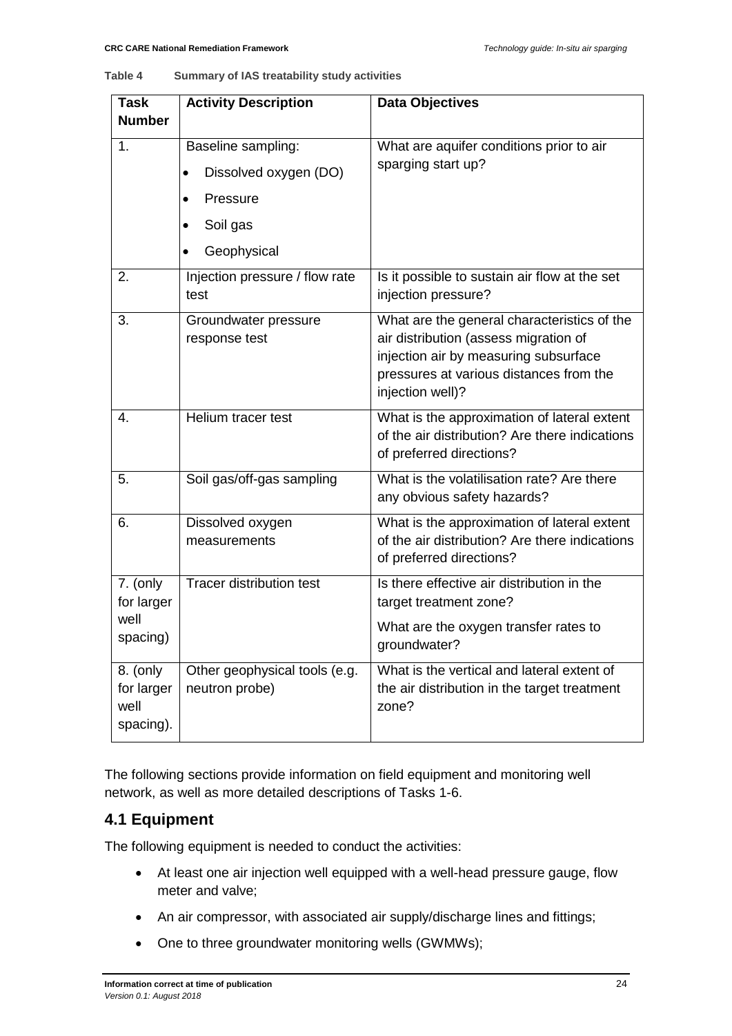**Table 4 Summary of IAS treatability study activities**

| Task Number | Activity Description | Data Objectives |
|---|---|---|
| 1. | Baseline sampling:<br>• Dissolved oxygen (DO)<br>• Pressure<br>• Soil gas<br>• Geophysical | What are aquifer conditions prior to air sparging start up? |
| 2. | Injection pressure / flow rate test | Is it possible to sustain air flow at the set injection pressure? |
| 3. | Groundwater pressure response test | What are the general characteristics of the air distribution (assess migration of injection air by measuring subsurface pressures at various distances from the injection well)? |
| 4. | Helium tracer test | What is the approximation of lateral extent of the air distribution? Are there indications of preferred directions? |
| 5. | Soil gas/off-gas sampling | What is the volatilisation rate? Are there any obvious safety hazards? |
| 6. | Dissolved oxygen measurements | What is the approximation of lateral extent of the air distribution? Are there indications of preferred directions? |
| 7. (only for larger well spacing) | Tracer distribution test | Is there effective air distribution in the target treatment zone?<br>What are the oxygen transfer rates to groundwater? |
| 8. (only for larger well spacing). | Other geophysical tools (e.g. neutron probe) | What is the vertical and lateral extent of the air distribution in the target treatment zone? |

The following sections provide information on field equipment and monitoring well network, as well as more detailed descriptions of Tasks 1-6.

## 4.1 Equipment

The following equipment is needed to conduct the activities:

- At least one air injection well equipped with a well-head pressure gauge, flow meter and valve;
- An air compressor, with associated air supply/discharge lines and fittings;
- One to three groundwater monitoring wells (GWMWs);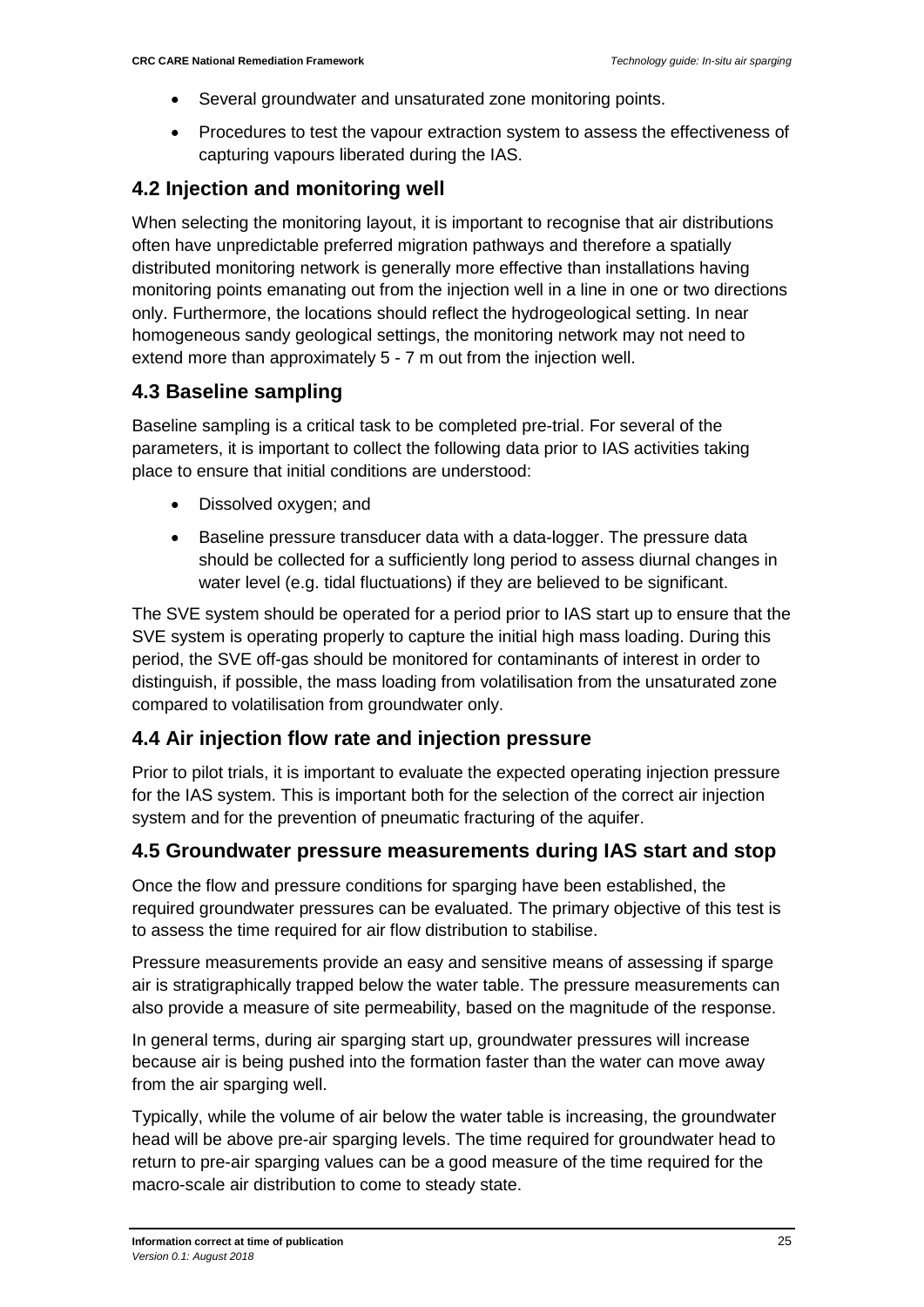- Several groundwater and unsaturated zone monitoring points.
- Procedures to test the vapour extraction system to assess the effectiveness of capturing vapours liberated during the IAS.

## 4.2 Injection and monitoring well

When selecting the monitoring layout, it is important to recognise that air distributions often have unpredictable preferred migration pathways and therefore a spatially distributed monitoring network is generally more effective than installations having monitoring points emanating out from the injection well in a line in one or two directions only. Furthermore, the locations should reflect the hydrogeological setting. In near homogeneous sandy geological settings, the monitoring network may not need to extend more than approximately 5 - 7 m out from the injection well.

## 4.3 Baseline sampling

Baseline sampling is a critical task to be completed pre-trial. For several of the parameters, it is important to collect the following data prior to IAS activities taking place to ensure that initial conditions are understood:

- Dissolved oxygen; and
- Baseline pressure transducer data with a data-logger. The pressure data should be collected for a sufficiently long period to assess diurnal changes in water level (e.g. tidal fluctuations) if they are believed to be significant.

The SVE system should be operated for a period prior to IAS start up to ensure that the SVE system is operating properly to capture the initial high mass loading. During this period, the SVE off-gas should be monitored for contaminants of interest in order to distinguish, if possible, the mass loading from volatilisation from the unsaturated zone compared to volatilisation from groundwater only.

## 4.4 Air injection flow rate and injection pressure

Prior to pilot trials, it is important to evaluate the expected operating injection pressure for the IAS system. This is important both for the selection of the correct air injection system and for the prevention of pneumatic fracturing of the aquifer.

## 4.5 Groundwater pressure measurements during IAS start and stop

Once the flow and pressure conditions for sparging have been established, the required groundwater pressures can be evaluated. The primary objective of this test is to assess the time required for air flow distribution to stabilise.

Pressure measurements provide an easy and sensitive means of assessing if sparge air is stratigraphically trapped below the water table. The pressure measurements can also provide a measure of site permeability, based on the magnitude of the response.

In general terms, during air sparging start up, groundwater pressures will increase because air is being pushed into the formation faster than the water can move away from the air sparging well.

Typically, while the volume of air below the water table is increasing, the groundwater head will be above pre-air sparging levels. The time required for groundwater head to return to pre-air sparging values can be a good measure of the time required for the macro-scale air distribution to come to steady state.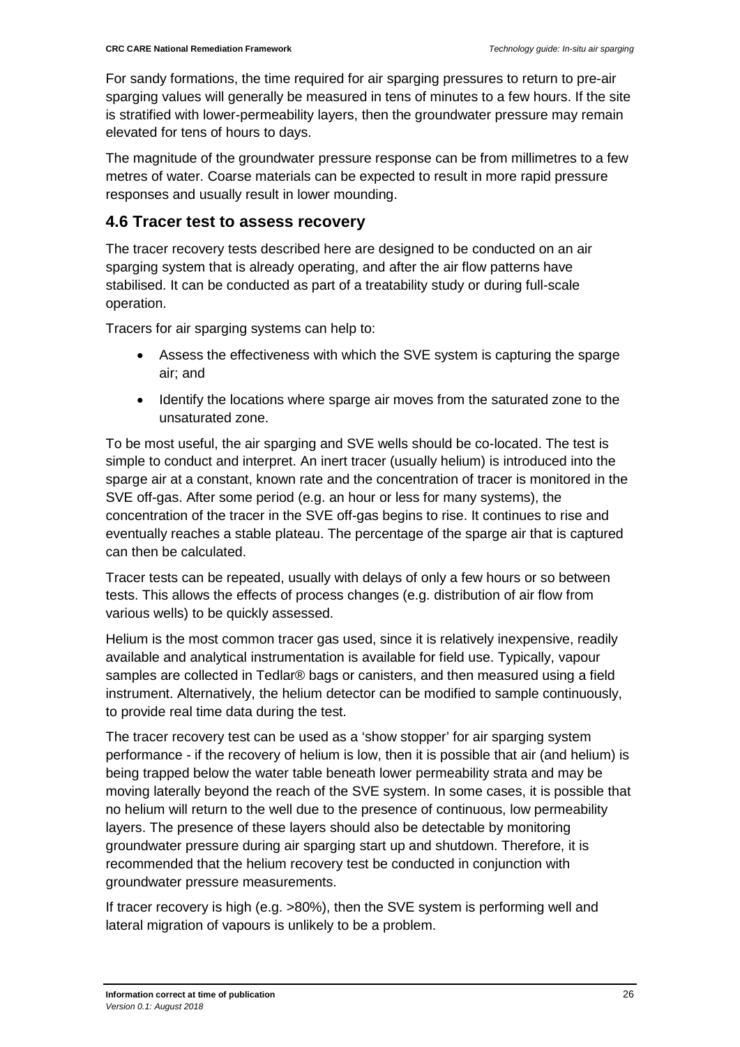For sandy formations, the time required for air sparging pressures to return to pre-air sparging values will generally be measured in tens of minutes to a few hours. If the site is stratified with lower-permeability layers, then the groundwater pressure may remain elevated for tens of hours to days.

The magnitude of the groundwater pressure response can be from millimetres to a few metres of water. Coarse materials can be expected to result in more rapid pressure responses and usually result in lower mounding.

## 4.6 Tracer test to assess recovery

The tracer recovery tests described here are designed to be conducted on an air sparging system that is already operating, and after the air flow patterns have stabilised. It can be conducted as part of a treatability study or during full-scale operation.

Tracers for air sparging systems can help to:

- Assess the effectiveness with which the SVE system is capturing the sparge air; and
- Identify the locations where sparge air moves from the saturated zone to the unsaturated zone.

To be most useful, the air sparging and SVE wells should be co-located. The test is simple to conduct and interpret. An inert tracer (usually helium) is introduced into the sparge air at a constant, known rate and the concentration of tracer is monitored in the SVE off-gas. After some period (e.g. an hour or less for many systems), the concentration of the tracer in the SVE off-gas begins to rise. It continues to rise and eventually reaches a stable plateau. The percentage of the sparge air that is captured can then be calculated.

Tracer tests can be repeated, usually with delays of only a few hours or so between tests. This allows the effects of process changes (e.g. distribution of air flow from various wells) to be quickly assessed.

Helium is the most common tracer gas used, since it is relatively inexpensive, readily available and analytical instrumentation is available for field use. Typically, vapour samples are collected in Tedlar® bags or canisters, and then measured using a field instrument. Alternatively, the helium detector can be modified to sample continuously, to provide real time data during the test.

The tracer recovery test can be used as a 'show stopper' for air sparging system performance - if the recovery of helium is low, then it is possible that air (and helium) is being trapped below the water table beneath lower permeability strata and may be moving laterally beyond the reach of the SVE system. In some cases, it is possible that no helium will return to the well due to the presence of continuous, low permeability layers. The presence of these layers should also be detectable by monitoring groundwater pressure during air sparging start up and shutdown. Therefore, it is recommended that the helium recovery test be conducted in conjunction with groundwater pressure measurements.

If tracer recovery is high (e.g. >80%), then the SVE system is performing well and lateral migration of vapours is unlikely to be a problem.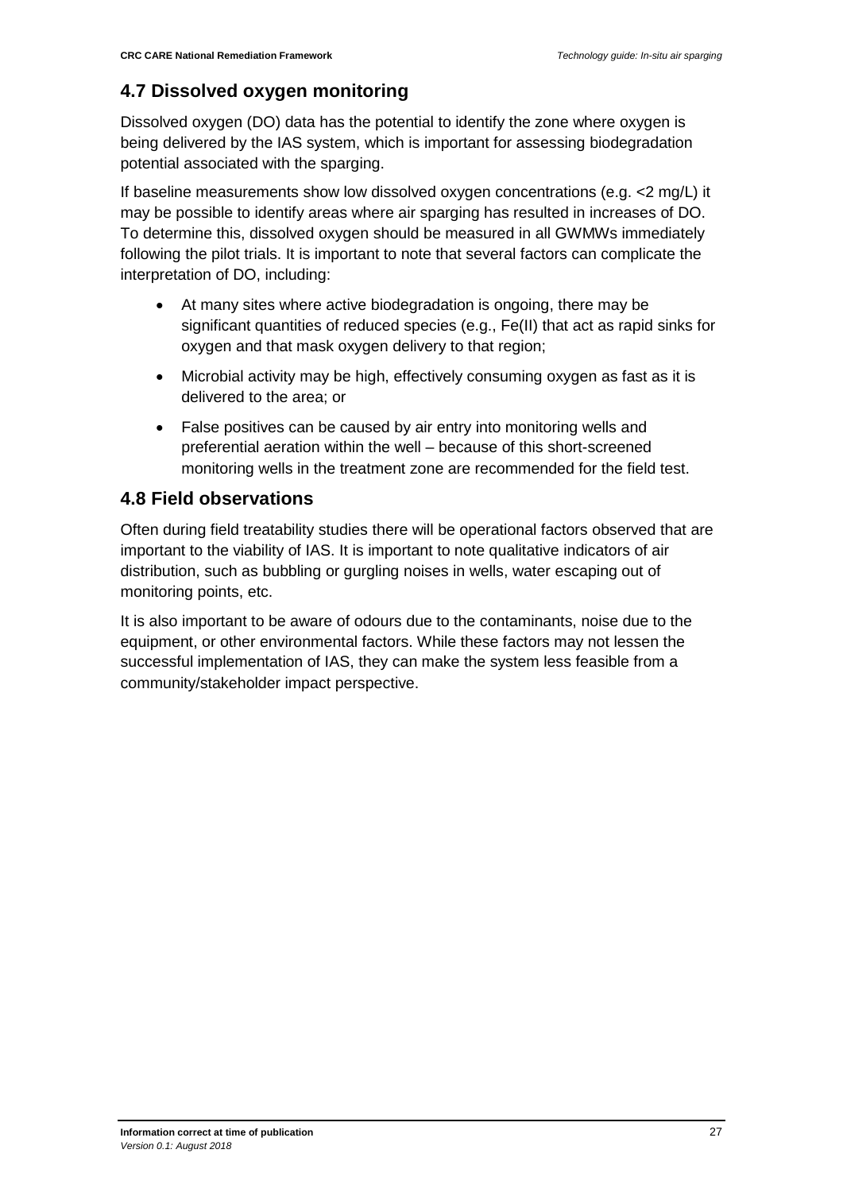## 4.7 Dissolved oxygen monitoring

Dissolved oxygen (DO) data has the potential to identify the zone where oxygen is being delivered by the IAS system, which is important for assessing biodegradation potential associated with the sparging.

If baseline measurements show low dissolved oxygen concentrations (e.g. <2 mg/L) it may be possible to identify areas where air sparging has resulted in increases of DO. To determine this, dissolved oxygen should be measured in all GWMWs immediately following the pilot trials. It is important to note that several factors can complicate the interpretation of DO, including:

- At many sites where active biodegradation is ongoing, there may be significant quantities of reduced species (e.g., Fe(II) that act as rapid sinks for oxygen and that mask oxygen delivery to that region;
- Microbial activity may be high, effectively consuming oxygen as fast as it is delivered to the area; or
- False positives can be caused by air entry into monitoring wells and preferential aeration within the well – because of this short-screened monitoring wells in the treatment zone are recommended for the field test.

## 4.8 Field observations

Often during field treatability studies there will be operational factors observed that are important to the viability of IAS. It is important to note qualitative indicators of air distribution, such as bubbling or gurgling noises in wells, water escaping out of monitoring points, etc.

It is also important to be aware of odours due to the contaminants, noise due to the equipment, or other environmental factors. While these factors may not lessen the successful implementation of IAS, they can make the system less feasible from a community/stakeholder impact perspective.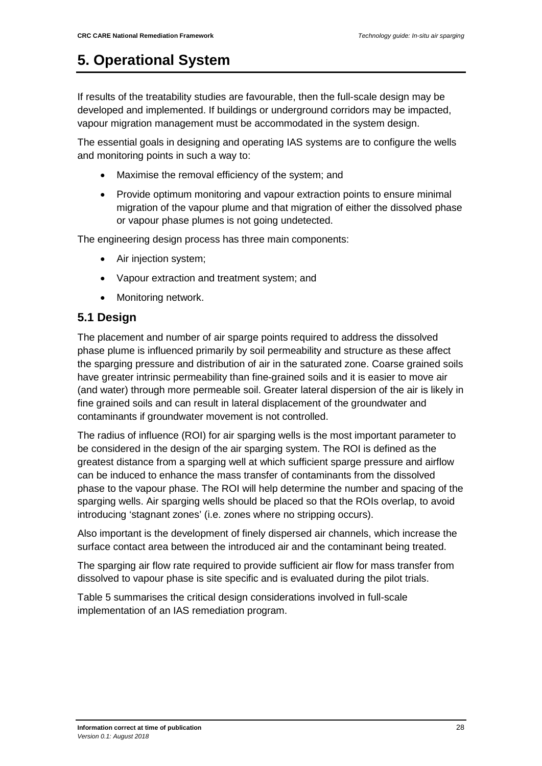# 5. Operational System

If results of the treatability studies are favourable, then the full-scale design may be developed and implemented. If buildings or underground corridors may be impacted, vapour migration management must be accommodated in the system design.

The essential goals in designing and operating IAS systems are to configure the wells and monitoring points in such a way to:

- Maximise the removal efficiency of the system; and
- Provide optimum monitoring and vapour extraction points to ensure minimal migration of the vapour plume and that migration of either the dissolved phase or vapour phase plumes is not going undetected.

The engineering design process has three main components:

- Air injection system;
- Vapour extraction and treatment system; and
- Monitoring network.

## 5.1 Design

The placement and number of air sparge points required to address the dissolved phase plume is influenced primarily by soil permeability and structure as these affect the sparging pressure and distribution of air in the saturated zone. Coarse grained soils have greater intrinsic permeability than fine-grained soils and it is easier to move air (and water) through more permeable soil. Greater lateral dispersion of the air is likely in fine grained soils and can result in lateral displacement of the groundwater and contaminants if groundwater movement is not controlled.

The radius of influence (ROI) for air sparging wells is the most important parameter to be considered in the design of the air sparging system. The ROI is defined as the greatest distance from a sparging well at which sufficient sparge pressure and airflow can be induced to enhance the mass transfer of contaminants from the dissolved phase to the vapour phase. The ROI will help determine the number and spacing of the sparging wells. Air sparging wells should be placed so that the ROIs overlap, to avoid introducing 'stagnant zones' (i.e. zones where no stripping occurs).

Also important is the development of finely dispersed air channels, which increase the surface contact area between the introduced air and the contaminant being treated.

The sparging air flow rate required to provide sufficient air flow for mass transfer from dissolved to vapour phase is site specific and is evaluated during the pilot trials.

Table 5 summarises the critical design considerations involved in full-scale implementation of an IAS remediation program.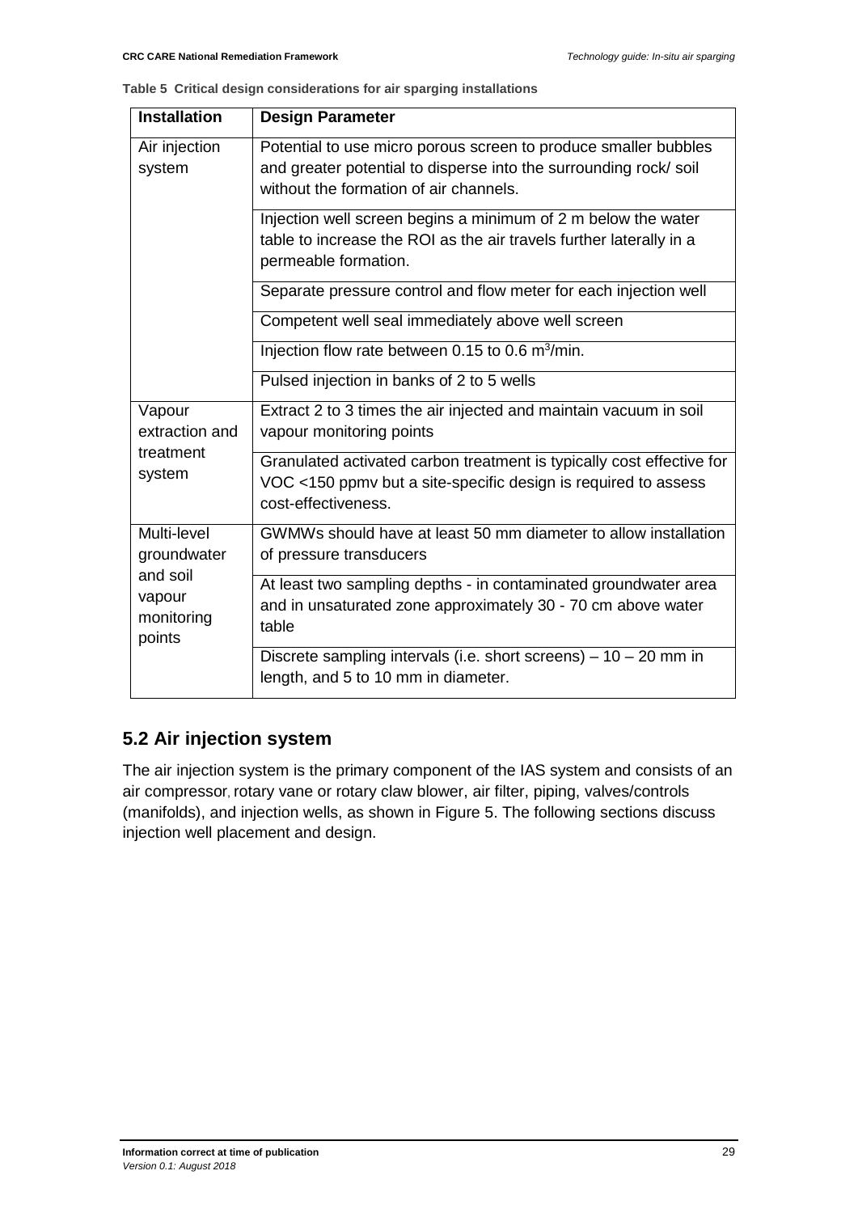**Table 5 Critical design considerations for air sparging installations**

| Installation | Design Parameter |
| --- | --- |
| Air injection system | Potential to use micro porous screen to produce smaller bubbles and greater potential to disperse into the surrounding rock/ soil without the formation of air channels. |
| | Injection well screen begins a minimum of 2 m below the water table to increase the ROI as the air travels further laterally in a permeable formation. |
| | Separate pressure control and flow meter for each injection well |
| | Competent well seal immediately above well screen |
| | Injection flow rate between 0.15 to 0.6 $m^3$/min. |
| | Pulsed injection in banks of 2 to 5 wells |
| Vapour extraction and treatment system | Extract 2 to 3 times the air injected and maintain vacuum in soil vapour monitoring points |
| | Granulated activated carbon treatment is typically cost effective for VOC <150 ppmv but a site-specific design is required to assess cost-effectiveness. |
| Multi-level groundwater and soil vapour monitoring points | GWMWs should have at least 50 mm diameter to allow installation of pressure transducers |
| | At least two sampling depths - in contaminated groundwater area and in unsaturated zone approximately 30 - 70 cm above water table |
| | Discrete sampling intervals (i.e. short screens) – 10 – 20 mm in length, and 5 to 10 mm in diameter. |

## 5.2 Air injection system

The air injection system is the primary component of the IAS system and consists of an air compressor, rotary vane or rotary claw blower, air filter, piping, valves/controls (manifolds), and injection wells, as shown in Figure 5. The following sections discuss injection well placement and design.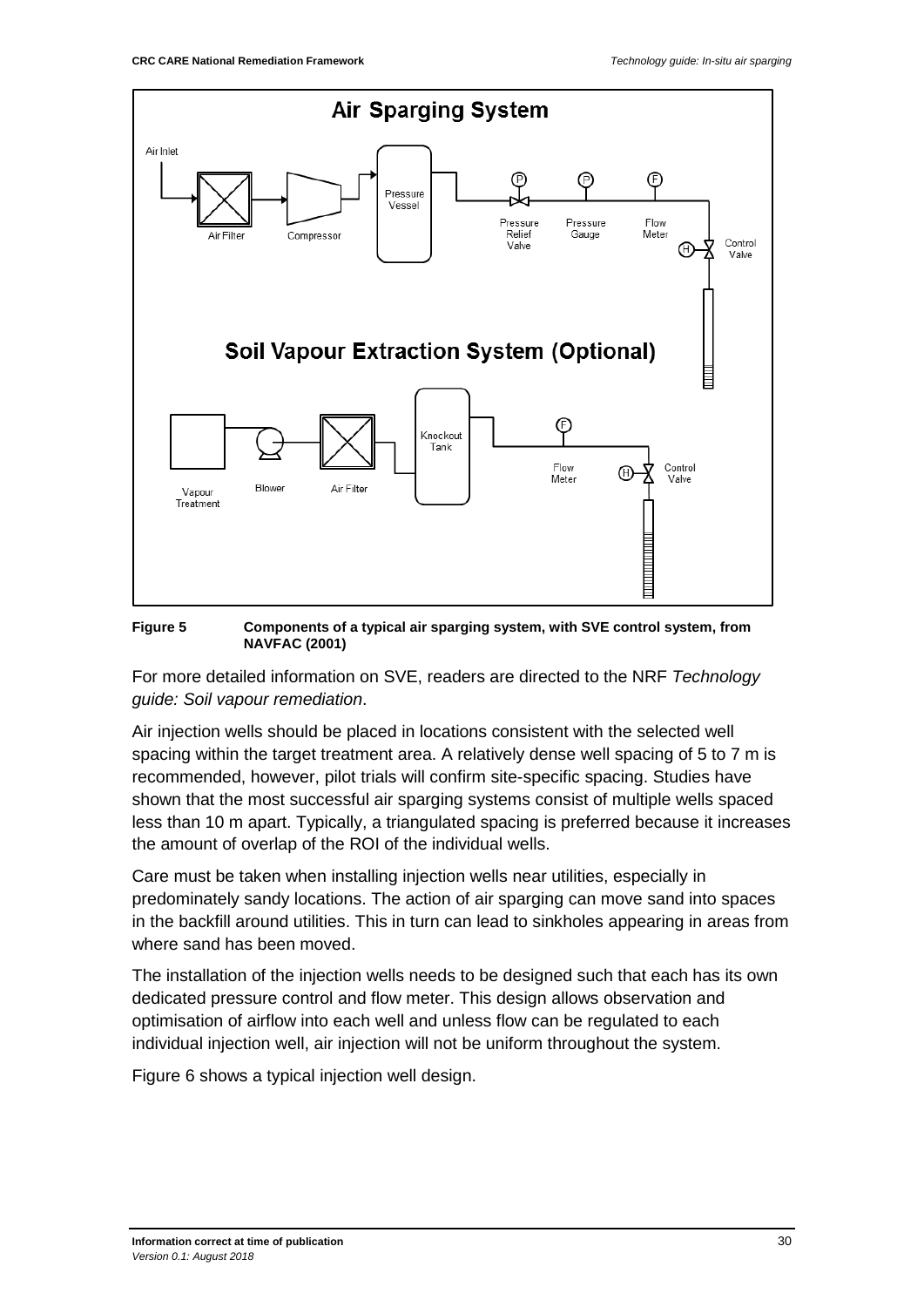Figure 5 Components of a typical air sparging system, with SVE control system, from NAVFAC (2001)

For more detailed information on SVE, readers are directed to the NRF *Technology guide: Soil vapour remediation*.

Air injection wells should be placed in locations consistent with the selected well spacing within the target treatment area. A relatively dense well spacing of 5 to 7 m is recommended, however, pilot trials will confirm site-specific spacing. Studies have shown that the most successful air sparging systems consist of multiple wells spaced less than 10 m apart. Typically, a triangulated spacing is preferred because it increases the amount of overlap of the ROI of the individual wells.

Care must be taken when installing injection wells near utilities, especially in predominately sandy locations. The action of air sparging can move sand into spaces in the backfill around utilities. This in turn can lead to sinkholes appearing in areas from where sand has been moved.

The installation of the injection wells needs to be designed such that each has its own dedicated pressure control and flow meter. This design allows observation and optimisation of airflow into each well and unless flow can be regulated to each individual injection well, air injection will not be uniform throughout the system.

Figure 6 shows a typical injection well design.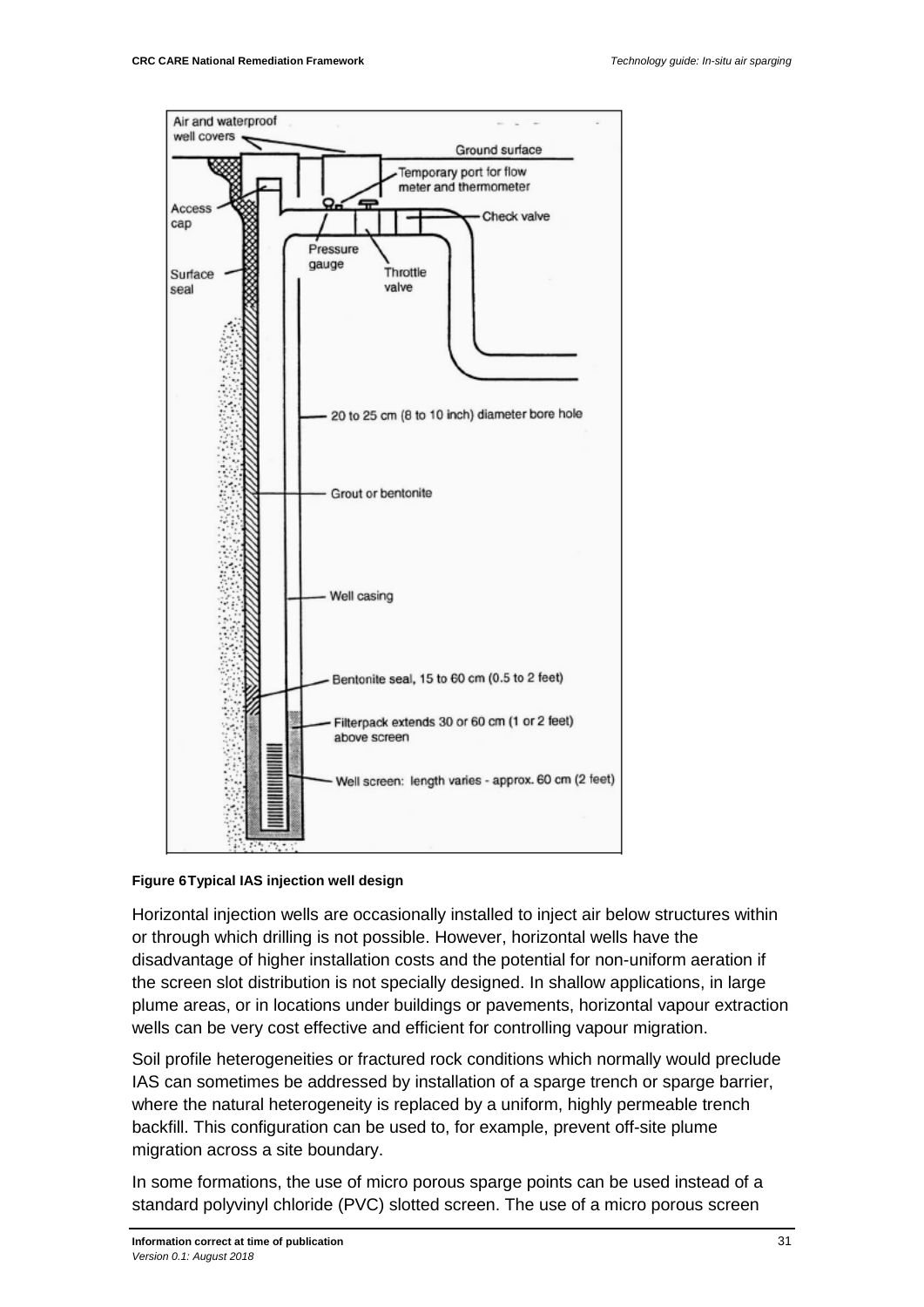Figure 6 Typical IAS injection well design

Horizontal injection wells are occasionally installed to inject air below structures within or through which drilling is not possible. However, horizontal wells have the disadvantage of higher installation costs and the potential for non-uniform aeration if the screen slot distribution is not specially designed. In shallow applications, in large plume areas, or in locations under buildings or pavements, horizontal vapour extraction wells can be very cost effective and efficient for controlling vapour migration.

Soil profile heterogeneities or fractured rock conditions which normally would preclude IAS can sometimes be addressed by installation of a sparge trench or sparge barrier, where the natural heterogeneity is replaced by a uniform, highly permeable trench backfill. This configuration can be used to, for example, prevent off-site plume migration across a site boundary.

In some formations, the use of micro porous sparge points can be used instead of a standard polyvinyl chloride (PVC) slotted screen. The use of a micro porous screen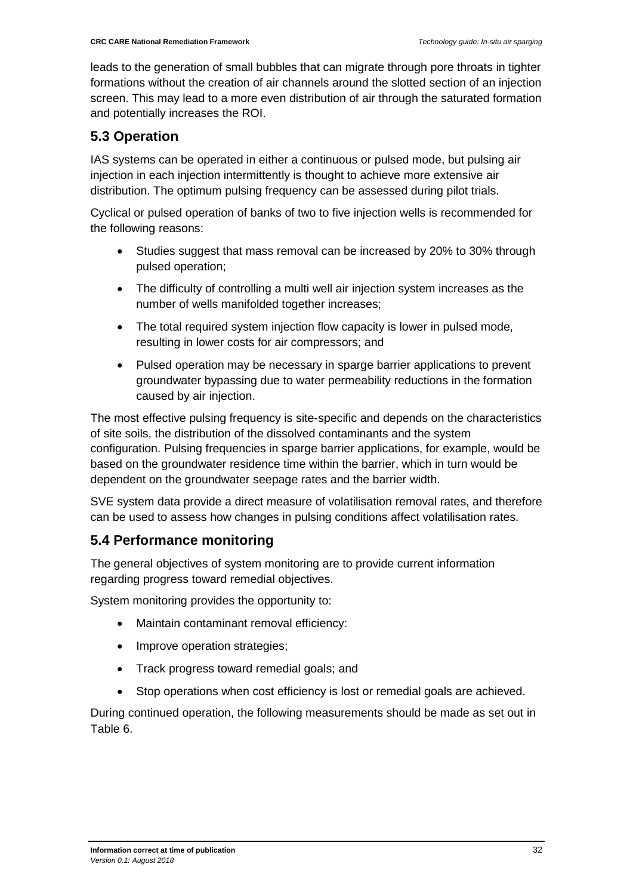leads to the generation of small bubbles that can migrate through pore throats in tighter formations without the creation of air channels around the slotted section of an injection screen. This may lead to a more even distribution of air through the saturated formation and potentially increases the ROI.

## 5.3 Operation

IAS systems can be operated in either a continuous or pulsed mode, but pulsing air injection in each injection intermittently is thought to achieve more extensive air distribution. The optimum pulsing frequency can be assessed during pilot trials.

Cyclical or pulsed operation of banks of two to five injection wells is recommended for the following reasons:

- Studies suggest that mass removal can be increased by 20% to 30% through pulsed operation;
- The difficulty of controlling a multi well air injection system increases as the number of wells manifolded together increases;
- The total required system injection flow capacity is lower in pulsed mode, resulting in lower costs for air compressors; and
- Pulsed operation may be necessary in sparge barrier applications to prevent groundwater bypassing due to water permeability reductions in the formation caused by air injection.

The most effective pulsing frequency is site-specific and depends on the characteristics of site soils, the distribution of the dissolved contaminants and the system configuration. Pulsing frequencies in sparge barrier applications, for example, would be based on the groundwater residence time within the barrier, which in turn would be dependent on the groundwater seepage rates and the barrier width.

SVE system data provide a direct measure of volatilisation removal rates, and therefore can be used to assess how changes in pulsing conditions affect volatilisation rates.

## 5.4 Performance monitoring

The general objectives of system monitoring are to provide current information regarding progress toward remedial objectives.

System monitoring provides the opportunity to:

- Maintain contaminant removal efficiency:
- Improve operation strategies;
- Track progress toward remedial goals; and
- Stop operations when cost efficiency is lost or remedial goals are achieved.

During continued operation, the following measurements should be made as set out in Table 6.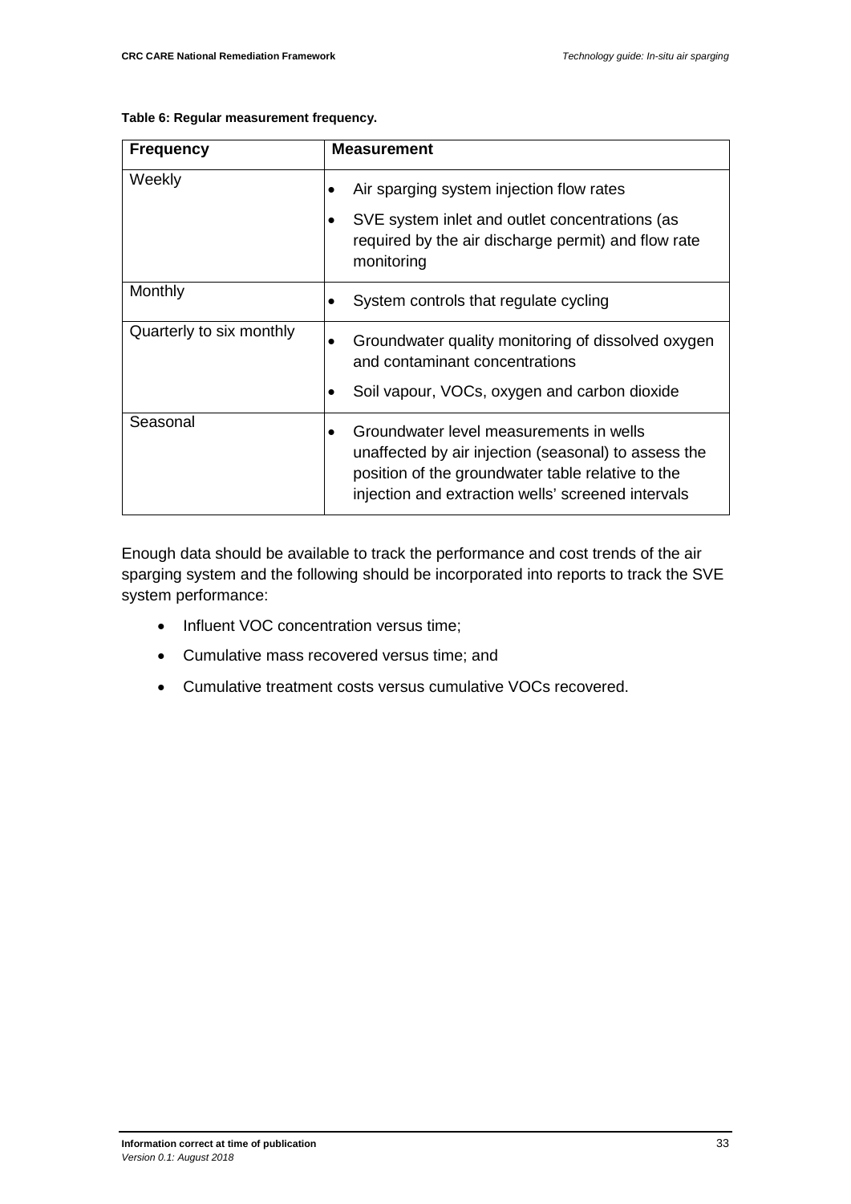**Table 6: Regular measurement frequency.**

| Frequency | Measurement |
| --- | --- |
| Weekly | • Air sparging system injection flow rates<br>• SVE system inlet and outlet concentrations (as required by the air discharge permit) and flow rate monitoring |
| Monthly | • System controls that regulate cycling |
| Quarterly to six monthly | • Groundwater quality monitoring of dissolved oxygen and contaminant concentrations<br>• Soil vapour, VOCs, oxygen and carbon dioxide |
| Seasonal | • Groundwater level measurements in wells unaffected by air injection (seasonal) to assess the position of the groundwater table relative to the injection and extraction wells' screened intervals |

Enough data should be available to track the performance and cost trends of the air sparging system and the following should be incorporated into reports to track the SVE system performance:

- Influent VOC concentration versus time;
- Cumulative mass recovered versus time; and
- Cumulative treatment costs versus cumulative VOCs recovered.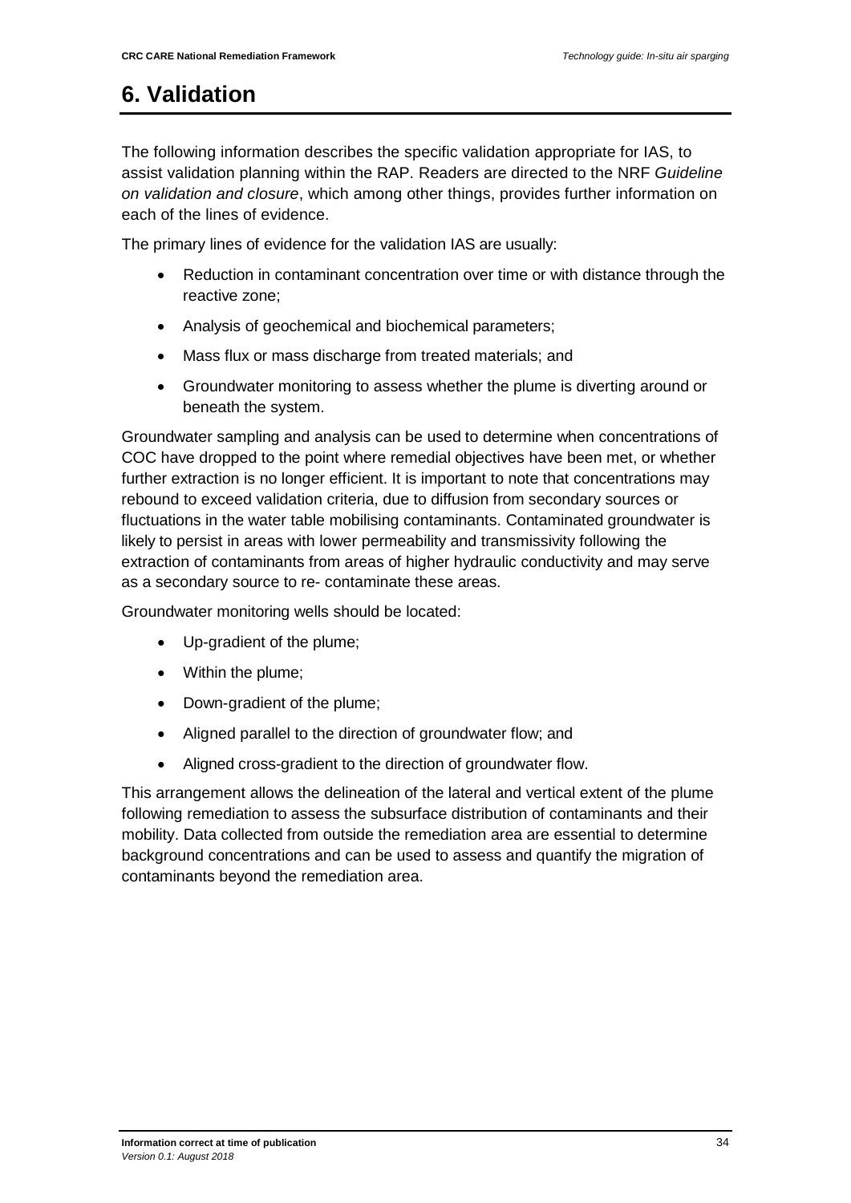# 6. Validation

The following information describes the specific validation appropriate for IAS, to assist validation planning within the RAP. Readers are directed to the NRF *Guideline on validation and closure*, which among other things, provides further information on each of the lines of evidence.

The primary lines of evidence for the validation IAS are usually:

- Reduction in contaminant concentration over time or with distance through the reactive zone;
- Analysis of geochemical and biochemical parameters;
- Mass flux or mass discharge from treated materials; and
- Groundwater monitoring to assess whether the plume is diverting around or beneath the system.

Groundwater sampling and analysis can be used to determine when concentrations of COC have dropped to the point where remedial objectives have been met, or whether further extraction is no longer efficient. It is important to note that concentrations may rebound to exceed validation criteria, due to diffusion from secondary sources or fluctuations in the water table mobilising contaminants. Contaminated groundwater is likely to persist in areas with lower permeability and transmissivity following the extraction of contaminants from areas of higher hydraulic conductivity and may serve as a secondary source to re- contaminate these areas.

Groundwater monitoring wells should be located:

- Up-gradient of the plume;
- Within the plume;
- Down-gradient of the plume;
- Aligned parallel to the direction of groundwater flow; and
- Aligned cross-gradient to the direction of groundwater flow.

This arrangement allows the delineation of the lateral and vertical extent of the plume following remediation to assess the subsurface distribution of contaminants and their mobility. Data collected from outside the remediation area are essential to determine background concentrations and can be used to assess and quantify the migration of contaminants beyond the remediation area.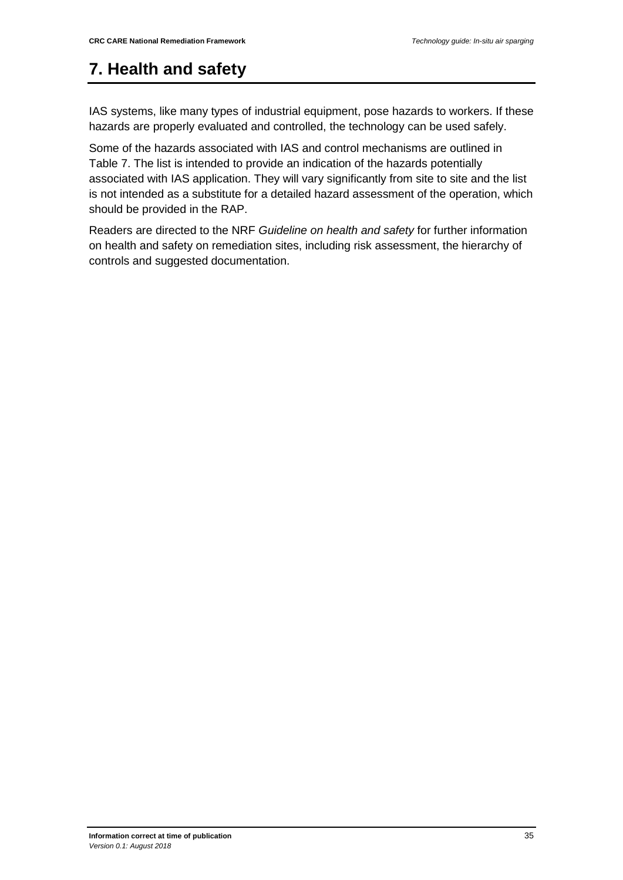# 7. Health and safety

IAS systems, like many types of industrial equipment, pose hazards to workers. If these hazards are properly evaluated and controlled, the technology can be used safely.

Some of the hazards associated with IAS and control mechanisms are outlined in Table 7. The list is intended to provide an indication of the hazards potentially associated with IAS application. They will vary significantly from site to site and the list is not intended as a substitute for a detailed hazard assessment of the operation, which should be provided in the RAP.

Readers are directed to the NRF *Guideline on health and safety* for further information on health and safety on remediation sites, including risk assessment, the hierarchy of controls and suggested documentation.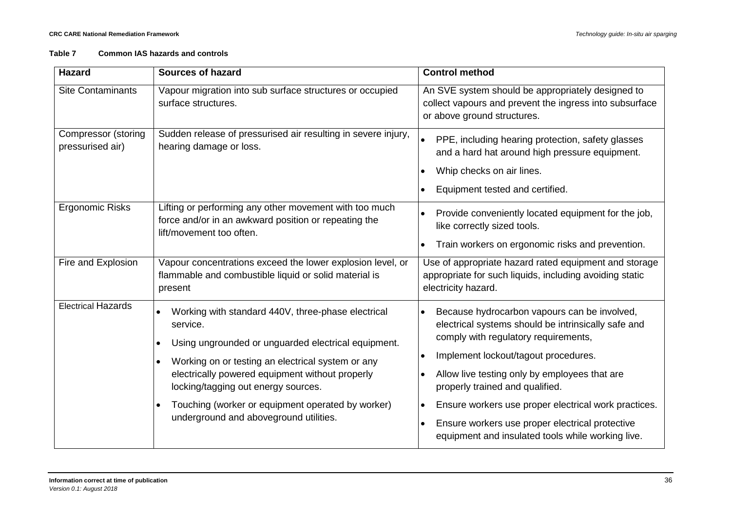**Table 7 Common IAS hazards and controls**

| Hazard | Sources of hazard | Control method |
| --- | --- | --- |
| Site Contaminants | Vapour migration into sub surface structures or occupied surface structures. | An SVE system should be appropriately designed to collect vapours and prevent the ingress into subsurface or above ground structures. |
| Compressor (storing pressurised air) | Sudden release of pressurised air resulting in severe injury, hearing damage or loss. | • PPE, including hearing protection, safety glasses and a hard hat around high pressure equipment.<br>• Whip checks on air lines.<br>• Equipment tested and certified. |
| Ergonomic Risks | Lifting or performing any other movement with too much force and/or in an awkward position or repeating the lift/movement too often. | • Provide conveniently located equipment for the job, like correctly sized tools.<br>• Train workers on ergonomic risks and prevention. |
| Fire and Explosion | Vapour concentrations exceed the lower explosion level, or flammable and combustible liquid or solid material is present | Use of appropriate hazard rated equipment and storage appropriate for such liquids, including avoiding static electricity hazard. |
| Electrical Hazards | • Working with standard 440V, three-phase electrical service.<br>• Using ungrounded or unguarded electrical equipment.<br>• Working on or testing an electrical system or any electrically powered equipment without properly locking/tagging out energy sources.<br>• Touching (worker or equipment operated by worker) underground and aboveground utilities. | • Because hydrocarbon vapours can be involved, electrical systems should be intrinsically safe and comply with regulatory requirements,<br>• Implement lockout/tagout procedures.<br>• Allow live testing only by employees that are properly trained and qualified.<br>• Ensure workers use proper electrical work practices.<br>• Ensure workers use proper electrical protective equipment and insulated tools while working live. |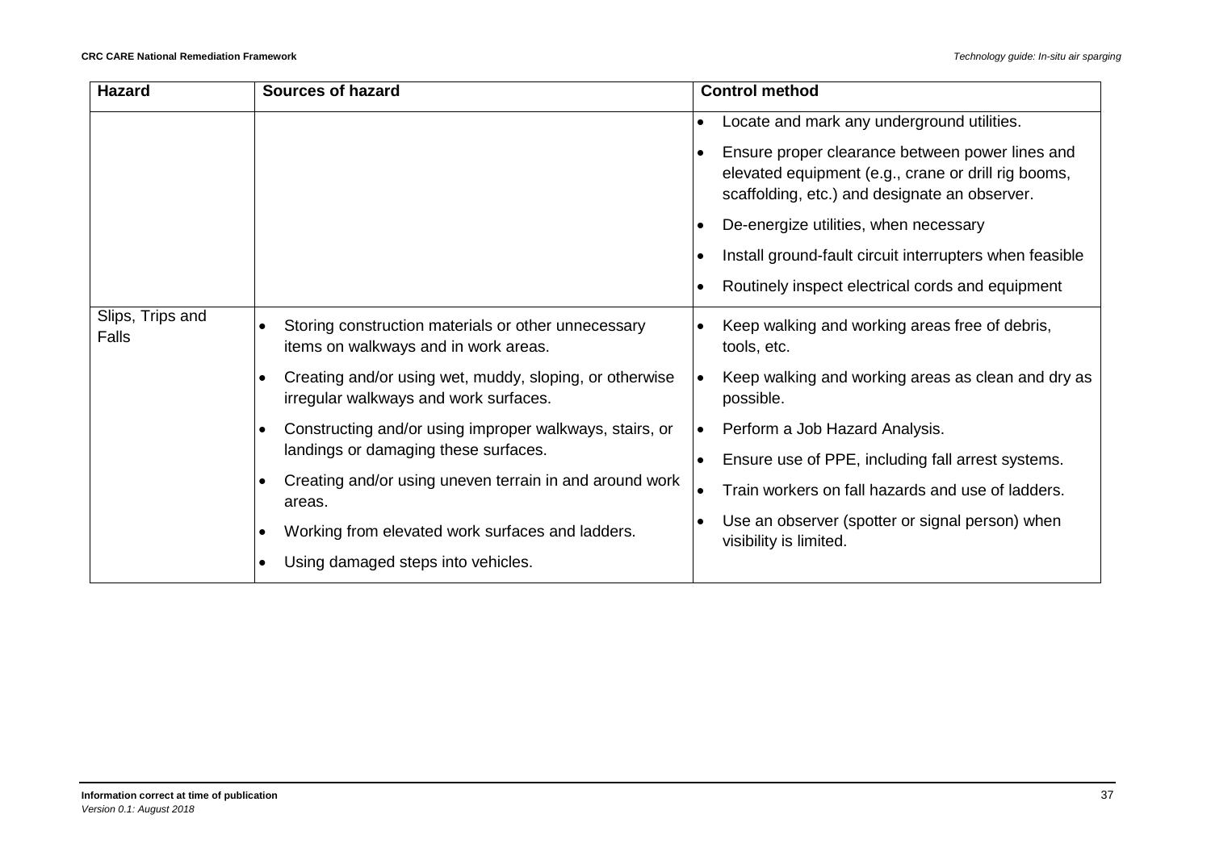| Hazard | Sources of hazard | Control method |
| --- | --- | --- |
| | | • Locate and mark any underground utilities.<br>• Ensure proper clearance between power lines and elevated equipment (e.g., crane or drill rig booms, scaffolding, etc.) and designate an observer.<br>• De-energize utilities, when necessary<br>• Install ground-fault circuit interrupters when feasible<br>• Routinely inspect electrical cords and equipment |
| Slips, Trips and Falls | • Storing construction materials or other unnecessary items on walkways and in work areas.<br>• Creating and/or using wet, muddy, sloping, or otherwise irregular walkways and work surfaces.<br>• Constructing and/or using improper walkways, stairs, or landings or damaging these surfaces.<br>• Creating and/or using uneven terrain in and around work areas.<br>• Working from elevated work surfaces and ladders.<br>• Using damaged steps into vehicles. | • Keep walking and working areas free of debris, tools, etc.<br>• Keep walking and working areas as clean and dry as possible.<br>• Perform a Job Hazard Analysis.<br>• Ensure use of PPE, including fall arrest systems.<br>• Train workers on fall hazards and use of ladders.<br>• Use an observer (spotter or signal person) when visibility is limited. |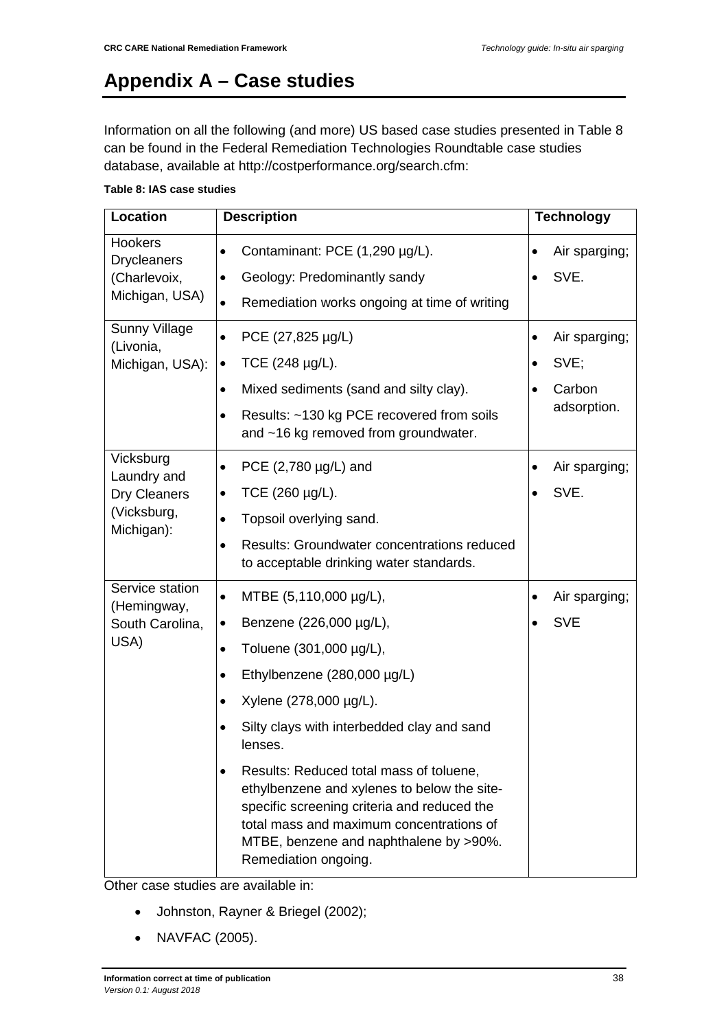# Appendix A – Case studies

Information on all the following (and more) US based case studies presented in Table 8 can be found in the Federal Remediation Technologies Roundtable case studies database, available at http://costperformance.org/search.cfm:

**Table 8: IAS case studies**

| Location | Description | Technology |
|---|---|---|
| Hookers Drycleaners (Charlevoix, Michigan, USA) | • Contaminant: PCE (1,290 µg/L).<br>• Geology: Predominantly sandy<br>• Remediation works ongoing at time of writing | • Air sparging;<br>• SVE. |
| Sunny Village (Livonia, Michigan, USA): | • PCE (27,825 µg/L)<br>• TCE (248 µg/L).<br>• Mixed sediments (sand and silty clay).<br>• Results: ~130 kg PCE recovered from soils and ~16 kg removed from groundwater. | • Air sparging;<br>• SVE;<br>• Carbon adsorption. |
| Vicksburg Laundry and Dry Cleaners (Vicksburg, Michigan): | • PCE (2,780 µg/L) and<br>• TCE (260 µg/L).<br>• Topsoil overlying sand.<br>• Results: Groundwater concentrations reduced to acceptable drinking water standards. | • Air sparging;<br>• SVE. |
| Service station (Hemingway, South Carolina, USA) | • MTBE (5,110,000 µg/L),<br>• Benzene (226,000 µg/L),<br>• Toluene (301,000 µg/L),<br>• Ethylbenzene (280,000 µg/L)<br>• Xylene (278,000 µg/L).<br>• Silty clays with interbedded clay and sand lenses.<br>• Results: Reduced total mass of toluene, ethylbenzene and xylenes to below the site-specific screening criteria and reduced the total mass and maximum concentrations of MTBE, benzene and naphthalene by >90%. Remediation ongoing. | • Air sparging;<br>• SVE |

Other case studies are available in:

- Johnston, Rayner & Briegel (2002);
- NAVFAC (2005).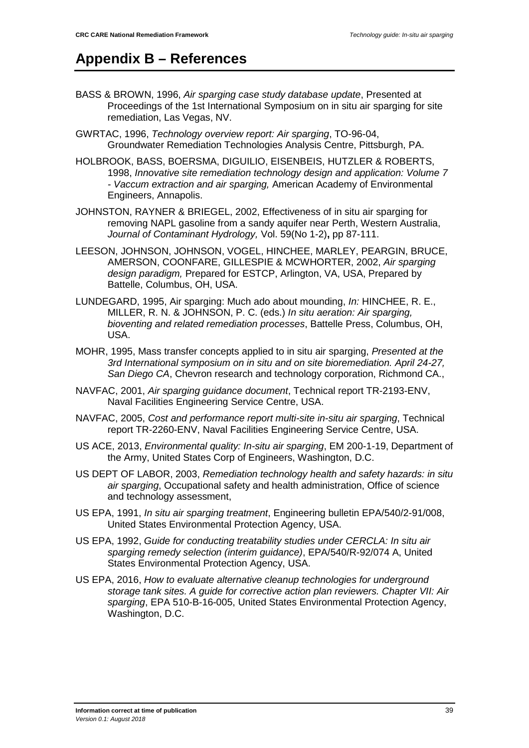# Appendix B – References

BASS & BROWN, 1996, *Air sparging case study database update*, Presented at Proceedings of the 1st International Symposium on in situ air sparging for site remediation, Las Vegas, NV.

GWRTAC, 1996, *Technology overview report: Air sparging*, TO-96-04, Groundwater Remediation Technologies Analysis Centre, Pittsburgh, PA.

HOLBROOK, BASS, BOERSMA, DIGUILIO, EISENBEIS, HUTZLER & ROBERTS, 1998, *Innovative site remediation technology design and application: Volume 7 - Vaccum extraction and air sparging,* American Academy of Environmental Engineers, Annapolis.

JOHNSTON, RAYNER & BRIEGEL, 2002, Effectiveness of in situ air sparging for removing NAPL gasoline from a sandy aquifer near Perth, Western Australia, *Journal of Contaminant Hydrology,* Vol. 59(No 1-2)**,** pp 87-111.

LEESON, JOHNSON, JOHNSON, VOGEL, HINCHEE, MARLEY, PEARGIN, BRUCE, AMERSON, COONFARE, GILLESPIE & MCWHORTER, 2002, *Air sparging design paradigm,* Prepared for ESTCP, Arlington, VA, USA, Prepared by Battelle, Columbus, OH, USA.

LUNDEGARD, 1995, Air sparging: Much ado about mounding, *In:* HINCHEE, R. E., MILLER, R. N. & JOHNSON, P. C. (eds.) *In situ aeration: Air sparging, bioventing and related remediation processes*, Battelle Press, Columbus, OH, USA.

MOHR, 1995, Mass transfer concepts applied to in situ air sparging, *Presented at the 3rd International symposium on in situ and on site bioremediation. April 24-27, San Diego CA*, Chevron research and technology corporation, Richmond CA.,

NAVFAC, 2001, *Air sparging guidance document*, Technical report TR-2193-ENV, Naval Facilities Engineering Service Centre, USA.

NAVFAC, 2005, *Cost and performance report multi-site in-situ air sparging*, Technical report TR-2260-ENV, Naval Facilities Engineering Service Centre, USA.

US ACE, 2013, *Environmental quality: In-situ air sparging*, EM 200-1-19, Department of the Army, United States Corp of Engineers, Washington, D.C.

US DEPT OF LABOR, 2003, *Remediation technology health and safety hazards: in situ air sparging*, Occupational safety and health administration, Office of science and technology assessment,

US EPA, 1991, *In situ air sparging treatment*, Engineering bulletin EPA/540/2-91/008, United States Environmental Protection Agency, USA.

US EPA, 1992, *Guide for conducting treatability studies under CERCLA: In situ air sparging remedy selection (interim guidance)*, EPA/540/R-92/074 A, United States Environmental Protection Agency, USA.

US EPA, 2016, *How to evaluate alternative cleanup technologies for underground storage tank sites. A guide for corrective action plan reviewers. Chapter VII: Air sparging*, EPA 510-B-16-005, United States Environmental Protection Agency, Washington, D.C.